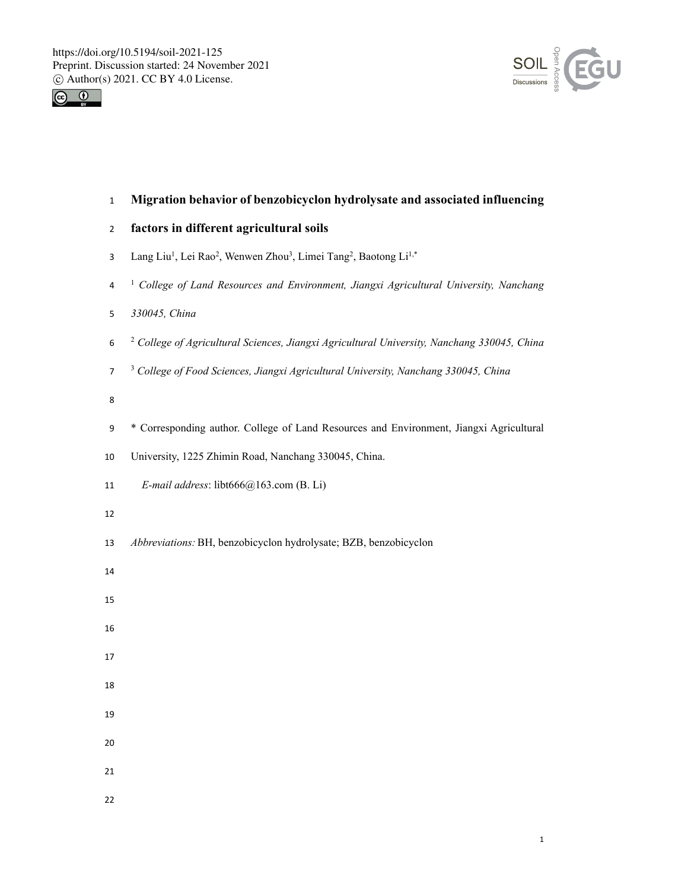# Migration behavior of benzobicyclon hydrolysate and associated influencing factors in different agricultural soils

Lang Liu[1], Lei Rao[2], Wenwen Zhou[3], Limei Tang[2], Baotong Li[1,*]

[1] *College of Land Resources and Environment, Jiangxi Agricultural University, Nanchang 330045, China*

[2] *College of Agricultural Sciences, Jiangxi Agricultural University, Nanchang 330045, China*

[3] *College of Food Sciences, Jiangxi Agricultural University, Nanchang 330045, China*

* Corresponding author. College of Land Resources and Environment, Jiangxi Agricultural University, 1225 Zhimin Road, Nanchang 330045, China.

*E-mail address*: libt666@163.com (B. Li)

*Abbreviations:* BH, benzobicyclon hydrolysate; BZB, benzobicyclon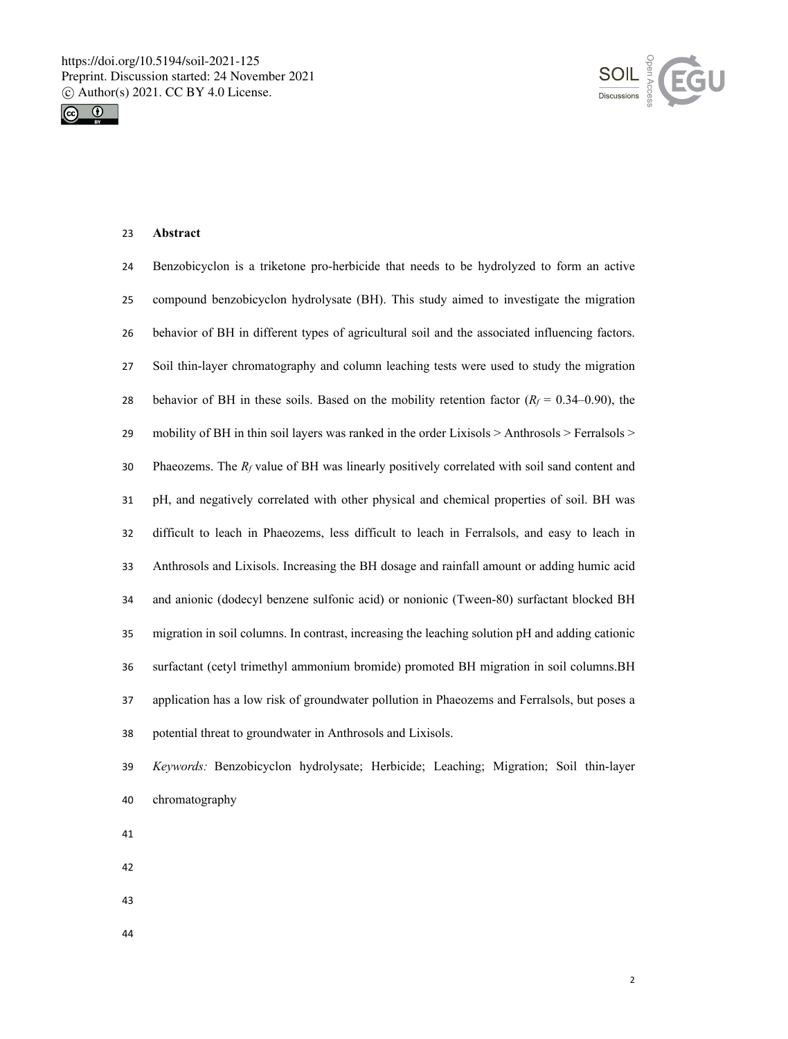## Abstract

Benzobicyclon is a triketone pro-herbicide that needs to be hydrolyzed to form an active compound benzobicyclon hydrolysate (BH). This study aimed to investigate the migration behavior of BH in different types of agricultural soil and the associated influencing factors. Soil thin-layer chromatography and column leaching tests were used to study the migration behavior of BH in these soils. Based on the mobility retention factor ($R_f$ = 0.34–0.90), the mobility of BH in thin soil layers was ranked in the order Lixisols > Anthrosols > Ferralsols > Phaeozems. The $R_f$ value of BH was linearly positively correlated with soil sand content and pH, and negatively correlated with other physical and chemical properties of soil. BH was difficult to leach in Phaeozems, less difficult to leach in Ferralsols, and easy to leach in Anthrosols and Lixisols. Increasing the BH dosage and rainfall amount or adding humic acid and anionic (dodecyl benzene sulfonic acid) or nonionic (Tween-80) surfactant blocked BH migration in soil columns. In contrast, increasing the leaching solution pH and adding cationic surfactant (cetyl trimethyl ammonium bromide) promoted BH migration in soil columns.BH application has a low risk of groundwater pollution in Phaeozems and Ferralsols, but poses a potential threat to groundwater in Anthrosols and Lixisols.

*Keywords:* Benzobicyclon hydrolysate; Herbicide; Leaching; Migration; Soil thin-layer chromatography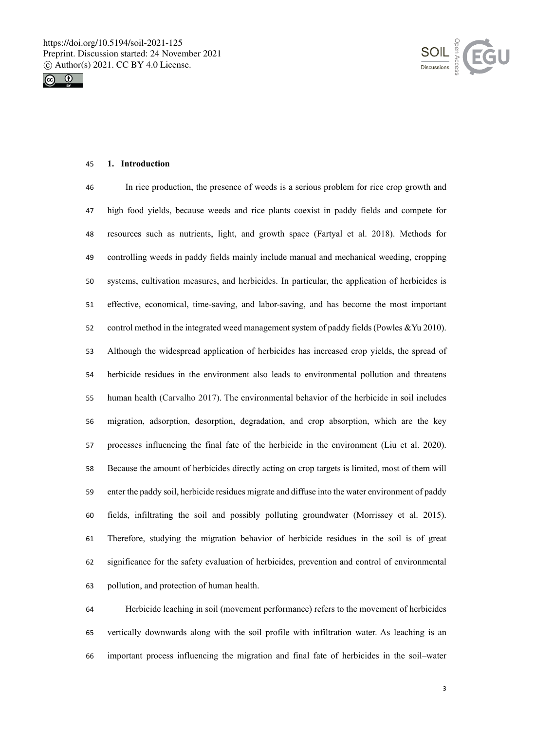## 1. Introduction

In rice production, the presence of weeds is a serious problem for rice crop growth and high food yields, because weeds and rice plants coexist in paddy fields and compete for resources such as nutrients, light, and growth space (Fartyal et al. 2018). Methods for controlling weeds in paddy fields mainly include manual and mechanical weeding, cropping systems, cultivation measures, and herbicides. In particular, the application of herbicides is effective, economical, time-saving, and labor-saving, and has become the most important control method in the integrated weed management system of paddy fields (Powles &Yu 2010). Although the widespread application of herbicides has increased crop yields, the spread of herbicide residues in the environment also leads to environmental pollution and threatens human health (Carvalho 2017). The environmental behavior of the herbicide in soil includes migration, adsorption, desorption, degradation, and crop absorption, which are the key processes influencing the final fate of the herbicide in the environment (Liu et al. 2020). Because the amount of herbicides directly acting on crop targets is limited, most of them will enter the paddy soil, herbicide residues migrate and diffuse into the water environment of paddy fields, infiltrating the soil and possibly polluting groundwater (Morrissey et al. 2015). Therefore, studying the migration behavior of herbicide residues in the soil is of great significance for the safety evaluation of herbicides, prevention and control of environmental pollution, and protection of human health.

Herbicide leaching in soil (movement performance) refers to the movement of herbicides vertically downwards along with the soil profile with infiltration water. As leaching is an important process influencing the migration and final fate of herbicides in the soil–water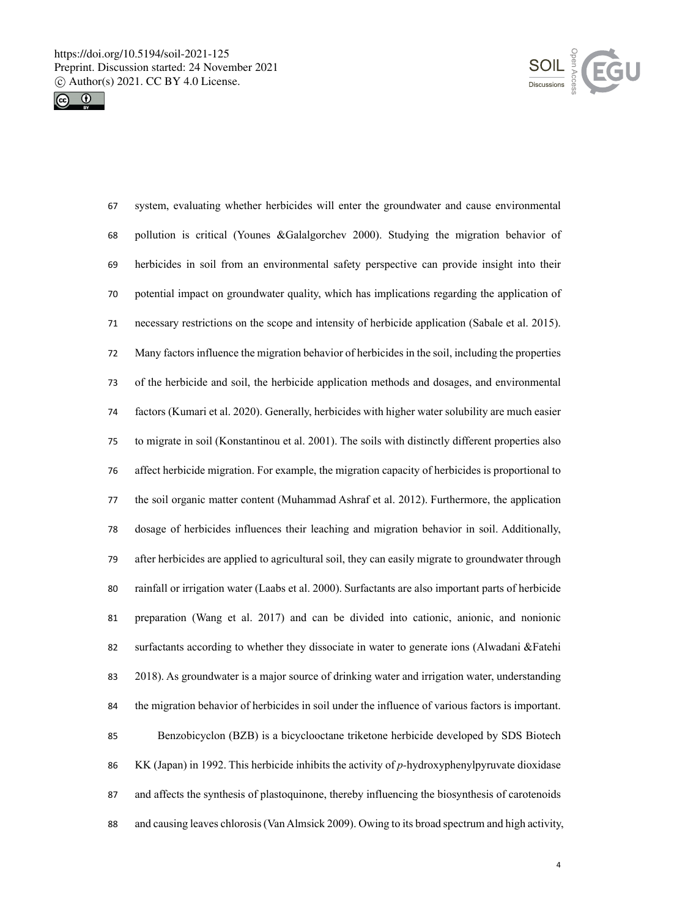system, evaluating whether herbicides will enter the groundwater and cause environmental pollution is critical (Younes &Galalgorchev 2000). Studying the migration behavior of herbicides in soil from an environmental safety perspective can provide insight into their potential impact on groundwater quality, which has implications regarding the application of necessary restrictions on the scope and intensity of herbicide application (Sabale et al. 2015). Many factors influence the migration behavior of herbicides in the soil, including the properties of the herbicide and soil, the herbicide application methods and dosages, and environmental factors (Kumari et al. 2020). Generally, herbicides with higher water solubility are much easier to migrate in soil (Konstantinou et al. 2001). The soils with distinctly different properties also affect herbicide migration. For example, the migration capacity of herbicides is proportional to the soil organic matter content (Muhammad Ashraf et al. 2012). Furthermore, the application dosage of herbicides influences their leaching and migration behavior in soil. Additionally, after herbicides are applied to agricultural soil, they can easily migrate to groundwater through rainfall or irrigation water (Laabs et al. 2000). Surfactants are also important parts of herbicide preparation (Wang et al. 2017) and can be divided into cationic, anionic, and nonionic surfactants according to whether they dissociate in water to generate ions (Alwadani &Fatehi 2018). As groundwater is a major source of drinking water and irrigation water, understanding the migration behavior of herbicides in soil under the influence of various factors is important.

Benzobicyclon (BZB) is a bicyclooctane triketone herbicide developed by SDS Biotech KK (Japan) in 1992. This herbicide inhibits the activity of *p*-hydroxyphenylpyruvate dioxidase and affects the synthesis of plastoquinone, thereby influencing the biosynthesis of carotenoids and causing leaves chlorosis (Van Almsick 2009). Owing to its broad spectrum and high activity,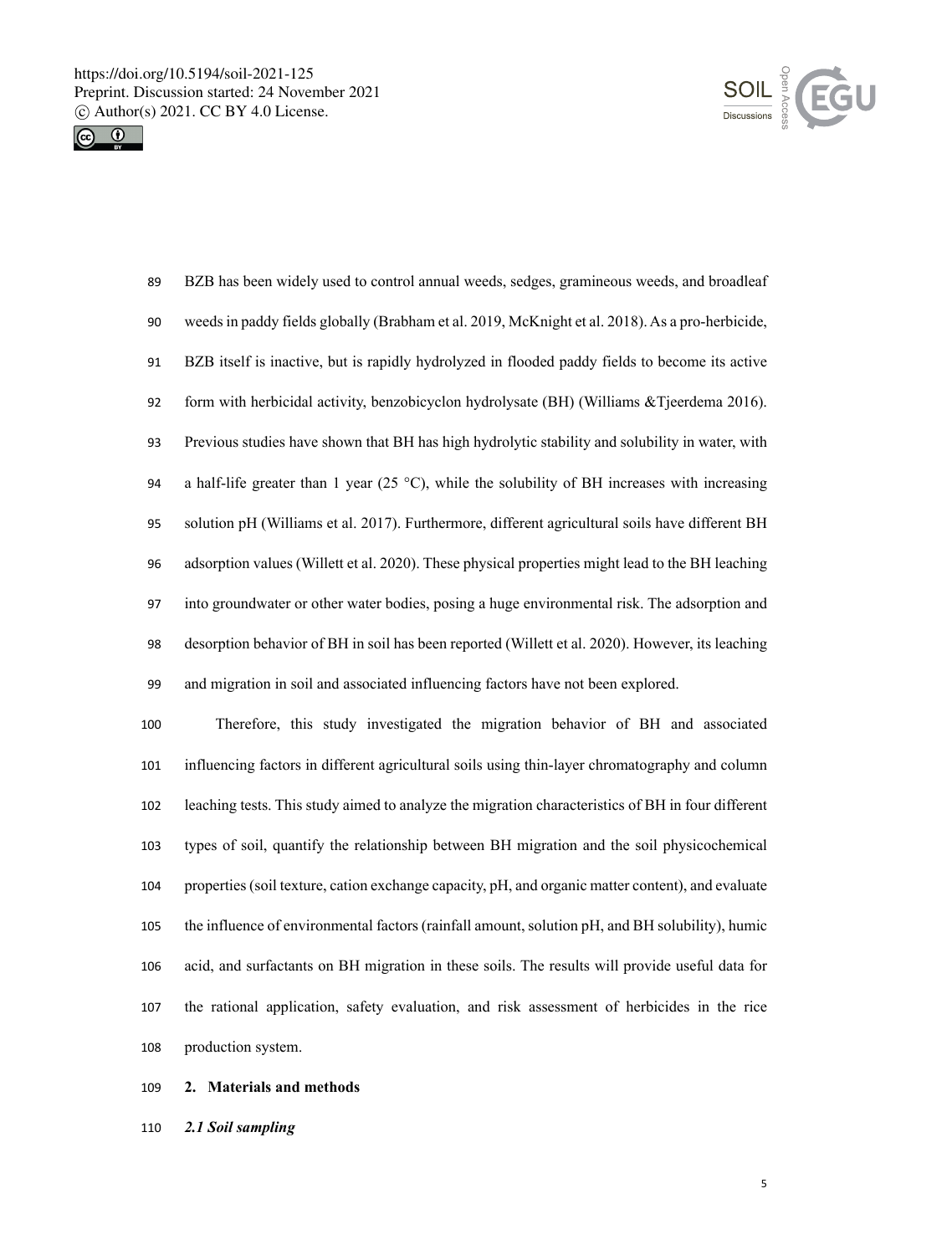BZB has been widely used to control annual weeds, sedges, gramineous weeds, and broadleaf weeds in paddy fields globally (Brabham et al. 2019, McKnight et al. 2018). As a pro-herbicide, BZB itself is inactive, but is rapidly hydrolyzed in flooded paddy fields to become its active form with herbicidal activity, benzobicyclon hydrolysate (BH) (Williams &Tjeerdema 2016). Previous studies have shown that BH has high hydrolytic stability and solubility in water, with a half-life greater than 1 year (25 °C), while the solubility of BH increases with increasing solution pH (Williams et al. 2017). Furthermore, different agricultural soils have different BH adsorption values (Willett et al. 2020). These physical properties might lead to the BH leaching into groundwater or other water bodies, posing a huge environmental risk. The adsorption and desorption behavior of BH in soil has been reported (Willett et al. 2020). However, its leaching and migration in soil and associated influencing factors have not been explored.

Therefore, this study investigated the migration behavior of BH and associated influencing factors in different agricultural soils using thin-layer chromatography and column leaching tests. This study aimed to analyze the migration characteristics of BH in four different types of soil, quantify the relationship between BH migration and the soil physicochemical properties (soil texture, cation exchange capacity, pH, and organic matter content), and evaluate the influence of environmental factors (rainfall amount, solution pH, and BH solubility), humic acid, and surfactants on BH migration in these soils. The results will provide useful data for the rational application, safety evaluation, and risk assessment of herbicides in the rice production system.

## 2. Materials and methods

### *2.1 Soil sampling*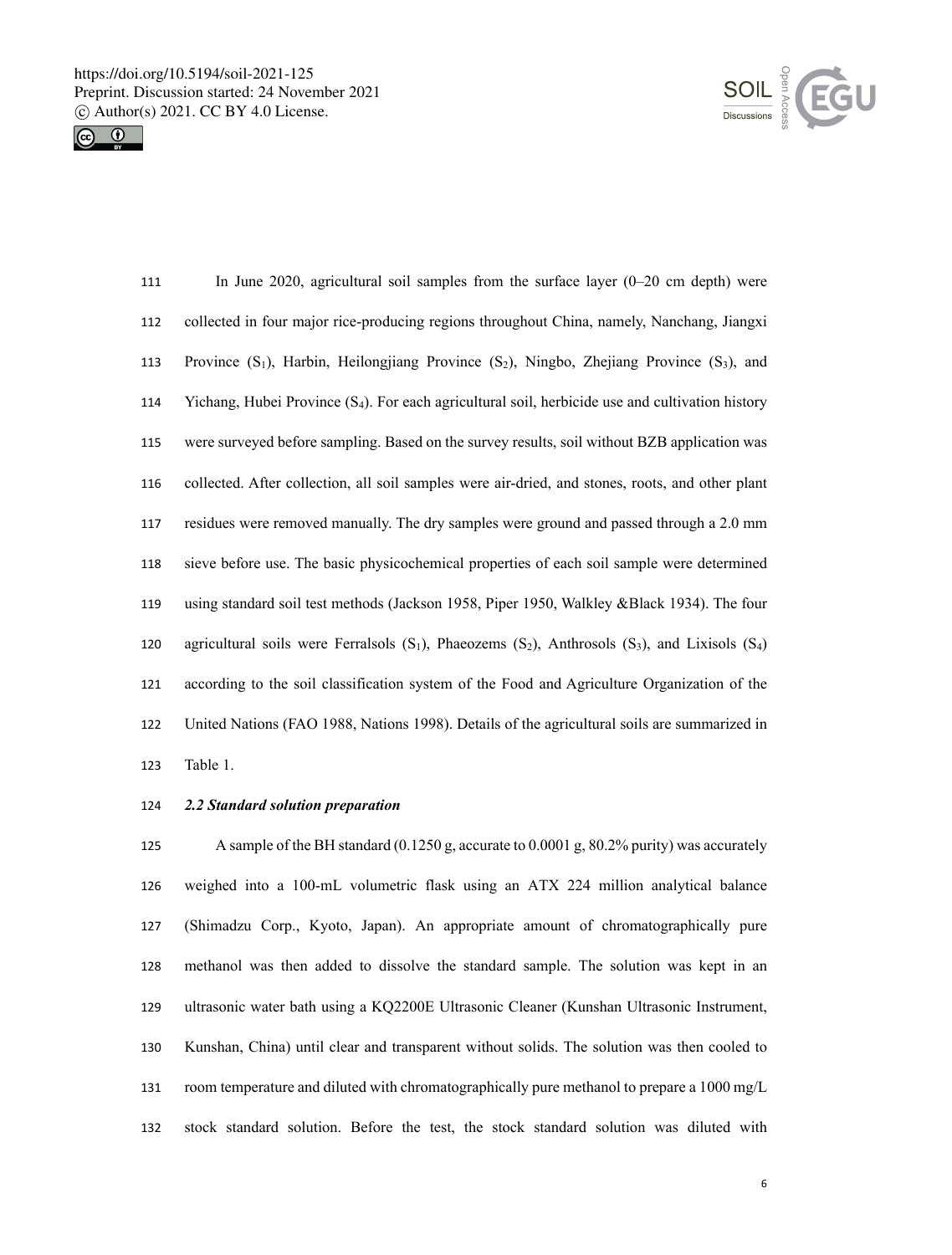In June 2020, agricultural soil samples from the surface layer (0–20 cm depth) were collected in four major rice-producing regions throughout China, namely, Nanchang, Jiangxi Province ($S_1$), Harbin, Heilongjiang Province ($S_2$), Ningbo, Zhejiang Province ($S_3$), and Yichang, Hubei Province ($S_4$). For each agricultural soil, herbicide use and cultivation history were surveyed before sampling. Based on the survey results, soil without BZB application was collected. After collection, all soil samples were air-dried, and stones, roots, and other plant residues were removed manually. The dry samples were ground and passed through a 2.0 mm sieve before use. The basic physicochemical properties of each soil sample were determined using standard soil test methods (Jackson 1958, Piper 1950, Walkley &Black 1934). The four agricultural soils were Ferralsols ($S_1$), Phaeozems ($S_2$), Anthrosols ($S_3$), and Lixisols ($S_4$) according to the soil classification system of the Food and Agriculture Organization of the United Nations (FAO 1988, Nations 1998). Details of the agricultural soils are summarized in Table 1.

### *2.2 Standard solution preparation*

A sample of the BH standard (0.1250 g, accurate to 0.0001 g, 80.2% purity) was accurately weighed into a 100-mL volumetric flask using an ATX 224 million analytical balance (Shimadzu Corp., Kyoto, Japan). An appropriate amount of chromatographically pure methanol was then added to dissolve the standard sample. The solution was kept in an ultrasonic water bath using a KQ2200E Ultrasonic Cleaner (Kunshan Ultrasonic Instrument, Kunshan, China) until clear and transparent without solids. The solution was then cooled to room temperature and diluted with chromatographically pure methanol to prepare a 1000 mg/L stock standard solution. Before the test, the stock standard solution was diluted with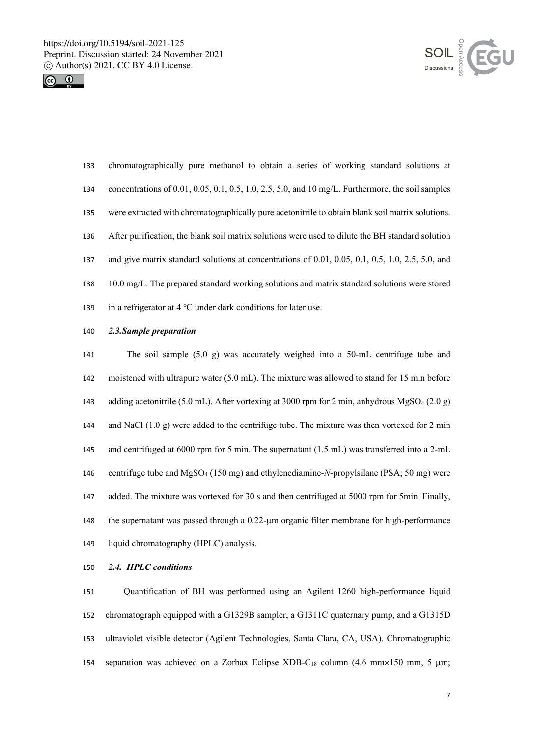chromatographically pure methanol to obtain a series of working standard solutions at concentrations of 0.01, 0.05, 0.1, 0.5, 1.0, 2.5, 5.0, and 10 mg/L. Furthermore, the soil samples were extracted with chromatographically pure acetonitrile to obtain blank soil matrix solutions. After purification, the blank soil matrix solutions were used to dilute the BH standard solution and give matrix standard solutions at concentrations of 0.01, 0.05, 0.1, 0.5, 1.0, 2.5, 5.0, and 10.0 mg/L. The prepared standard working solutions and matrix standard solutions were stored in a refrigerator at 4 ℃ under dark conditions for later use.

### *2.3.Sample preparation*

The soil sample (5.0 g) was accurately weighed into a 50-mL centrifuge tube and moistened with ultrapure water (5.0 mL). The mixture was allowed to stand for 15 min before adding acetonitrile (5.0 mL). After vortexing at 3000 rpm for 2 min, anhydrous $MgSO_4$ (2.0 g) and NaCl (1.0 g) were added to the centrifuge tube. The mixture was then vortexed for 2 min and centrifuged at 6000 rpm for 5 min. The supernatant (1.5 mL) was transferred into a 2-mL centrifuge tube and $MgSO_4$ (150 mg) and ethylenediamine-*N*-propylsilane (PSA; 50 mg) were added. The mixture was vortexed for 30 s and then centrifuged at 5000 rpm for 5min. Finally, the supernatant was passed through a 0.22-μm organic filter membrane for high-performance liquid chromatography (HPLC) analysis.

### *2.4. HPLC conditions*

Quantification of BH was performed using an Agilent 1260 high-performance liquid chromatograph equipped with a G1329B sampler, a G1311C quaternary pump, and a G1315D ultraviolet visible detector (Agilent Technologies, Santa Clara, CA, USA). Chromatographic separation was achieved on a Zorbax Eclipse XDB-$C_{18}$ column (4.6 mm×150 mm, 5 μm;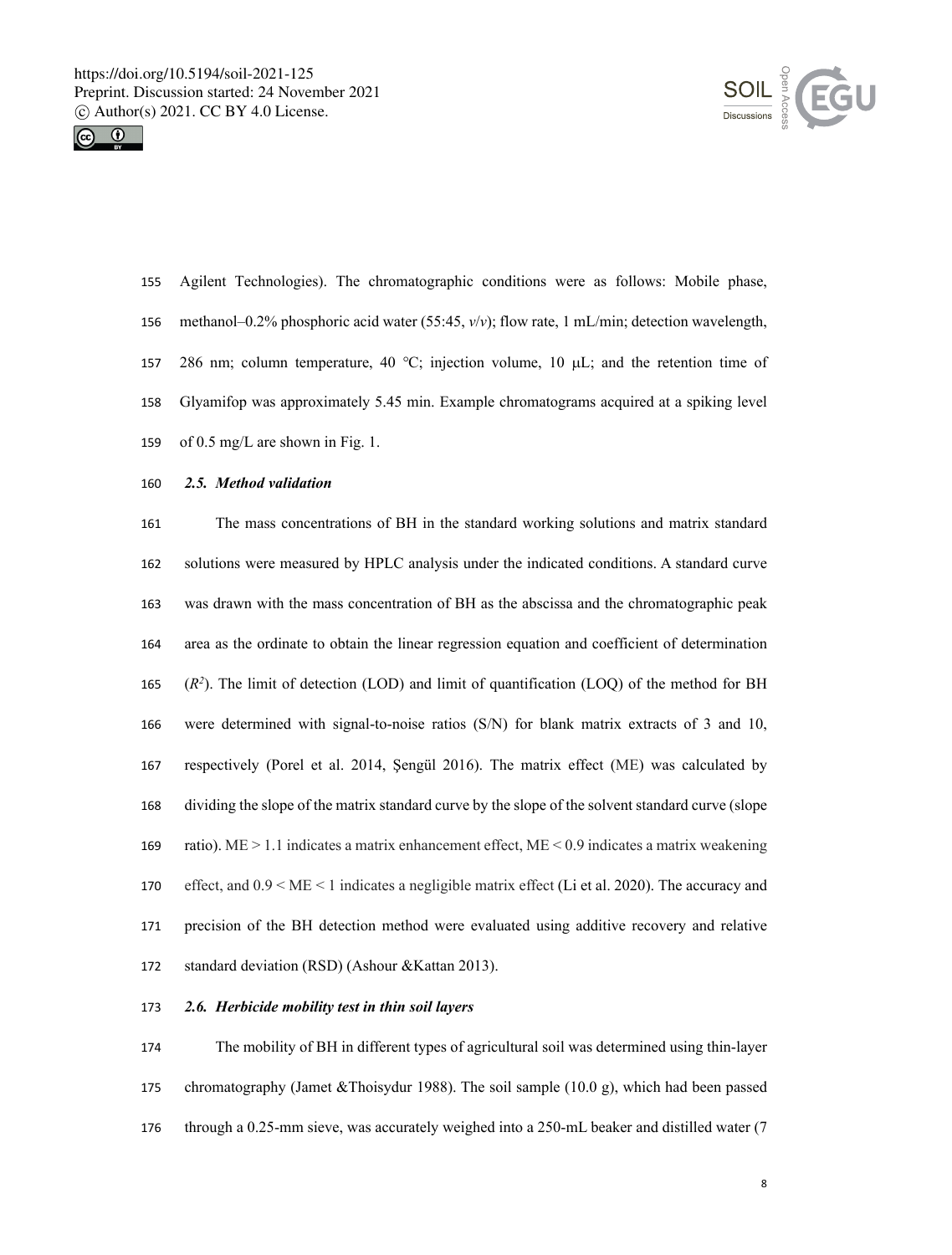Agilent Technologies). The chromatographic conditions were as follows: Mobile phase, methanol–0.2% phosphoric acid water (55:45, *v*/*v*); flow rate, 1 mL/min; detection wavelength, 286 nm; column temperature, 40 ℃; injection volume, 10 μL; and the retention time of Glyamifop was approximately 5.45 min. Example chromatograms acquired at a spiking level of 0.5 mg/L are shown in Fig. 1.

### *2.5. Method validation*

The mass concentrations of BH in the standard working solutions and matrix standard solutions were measured by HPLC analysis under the indicated conditions. A standard curve was drawn with the mass concentration of BH as the abscissa and the chromatographic peak area as the ordinate to obtain the linear regression equation and coefficient of determination ($R^2$). The limit of detection (LOD) and limit of quantification (LOQ) of the method for BH were determined with signal-to-noise ratios (S/N) for blank matrix extracts of 3 and 10, respectively (Porel et al. 2014, Şengül 2016). The matrix effect (ME) was calculated by dividing the slope of the matrix standard curve by the slope of the solvent standard curve (slope ratio). ME > 1.1 indicates a matrix enhancement effect, ME < 0.9 indicates a matrix weakening effect, and 0.9 < ME < 1 indicates a negligible matrix effect (Li et al. 2020). The accuracy and precision of the BH detection method were evaluated using additive recovery and relative standard deviation (RSD) (Ashour &Kattan 2013).

### *2.6. Herbicide mobility test in thin soil layers*

The mobility of BH in different types of agricultural soil was determined using thin-layer chromatography (Jamet &Thoisydur 1988). The soil sample (10.0 g), which had been passed through a 0.25-mm sieve, was accurately weighed into a 250-mL beaker and distilled water (7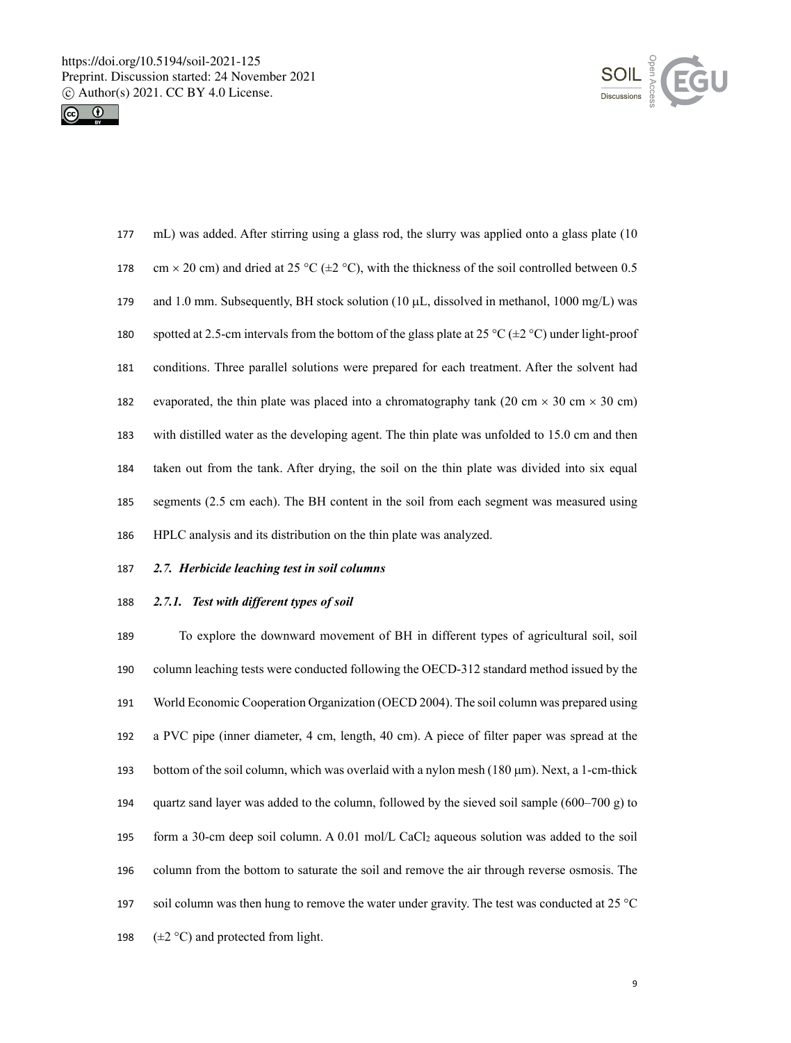mL) was added. After stirring using a glass rod, the slurry was applied onto a glass plate (10 cm × 20 cm) and dried at 25 °C (±2 °C), with the thickness of the soil controlled between 0.5 and 1.0 mm. Subsequently, BH stock solution (10 μL, dissolved in methanol, 1000 mg/L) was spotted at 2.5-cm intervals from the bottom of the glass plate at 25 °C (±2 °C) under light-proof conditions. Three parallel solutions were prepared for each treatment. After the solvent had evaporated, the thin plate was placed into a chromatography tank (20 cm × 30 cm × 30 cm) with distilled water as the developing agent. The thin plate was unfolded to 15.0 cm and then taken out from the tank. After drying, the soil on the thin plate was divided into six equal segments (2.5 cm each). The BH content in the soil from each segment was measured using HPLC analysis and its distribution on the thin plate was analyzed.

### *2.7. Herbicide leaching test in soil columns*

#### *2.7.1. Test with different types of soil*

To explore the downward movement of BH in different types of agricultural soil, soil column leaching tests were conducted following the OECD-312 standard method issued by the World Economic Cooperation Organization (OECD 2004). The soil column was prepared using a PVC pipe (inner diameter, 4 cm, length, 40 cm). A piece of filter paper was spread at the bottom of the soil column, which was overlaid with a nylon mesh (180 μm). Next, a 1-cm-thick quartz sand layer was added to the column, followed by the sieved soil sample (600–700 g) to form a 30-cm deep soil column. A 0.01 mol/L $CaCl_2$ aqueous solution was added to the soil column from the bottom to saturate the soil and remove the air through reverse osmosis. The soil column was then hung to remove the water under gravity. The test was conducted at 25 °C (±2 °C) and protected from light.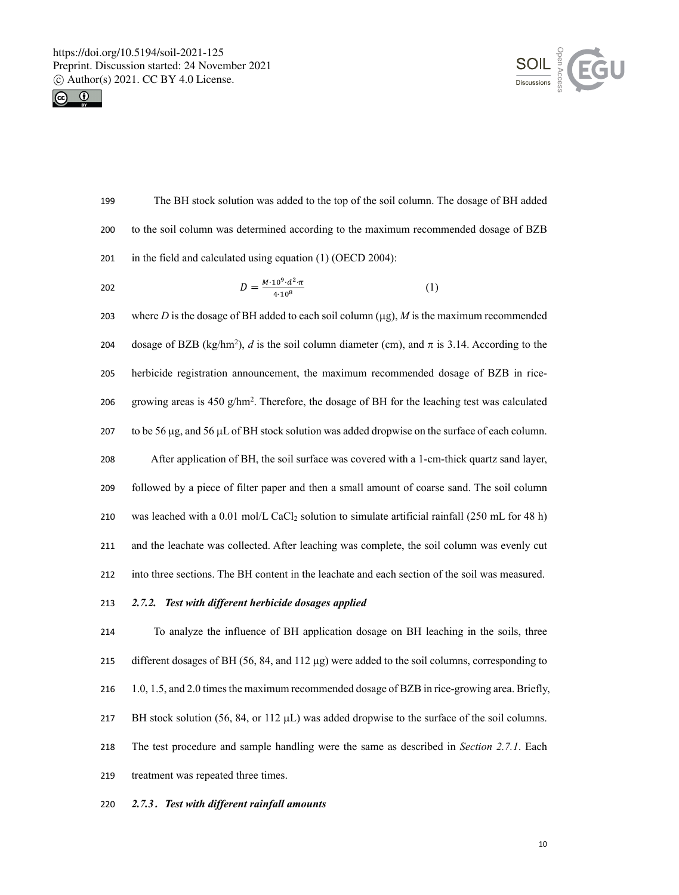The BH stock solution was added to the top of the soil column. The dosage of BH added to the soil column was determined according to the maximum recommended dosage of BZB in the field and calculated using equation (1) (OECD 2004):

$$D = \frac{M \cdot 10^9 \cdot d^2 \cdot \pi}{4 \cdot 10^8} \quad (1)$$

where $D$ is the dosage of BH added to each soil column (μg), $M$ is the maximum recommended dosage of BZB (kg/hm$^2$), $d$ is the soil column diameter (cm), and π is 3.14. According to the herbicide registration announcement, the maximum recommended dosage of BZB in rice-growing areas is 450 g/hm$^2$. Therefore, the dosage of BH for the leaching test was calculated to be 56 μg, and 56 μL of BH stock solution was added dropwise on the surface of each column.

After application of BH, the soil surface was covered with a 1-cm-thick quartz sand layer, followed by a piece of filter paper and then a small amount of coarse sand. The soil column was leached with a 0.01 mol/L $CaCl_2$ solution to simulate artificial rainfall (250 mL for 48 h) and the leachate was collected. After leaching was complete, the soil column was evenly cut into three sections. The BH content in the leachate and each section of the soil was measured.

#### *2.7.2. Test with different herbicide dosages applied*

To analyze the influence of BH application dosage on BH leaching in the soils, three different dosages of BH (56, 84, and 112 μg) were added to the soil columns, corresponding to 1.0, 1.5, and 2.0 times the maximum recommended dosage of BZB in rice-growing area. Briefly, BH stock solution (56, 84, or 112 μL) was added dropwise to the surface of the soil columns. The test procedure and sample handling were the same as described in *Section 2.7.1*. Each treatment was repeated three times.

#### *2.7.3. Test with different rainfall amounts*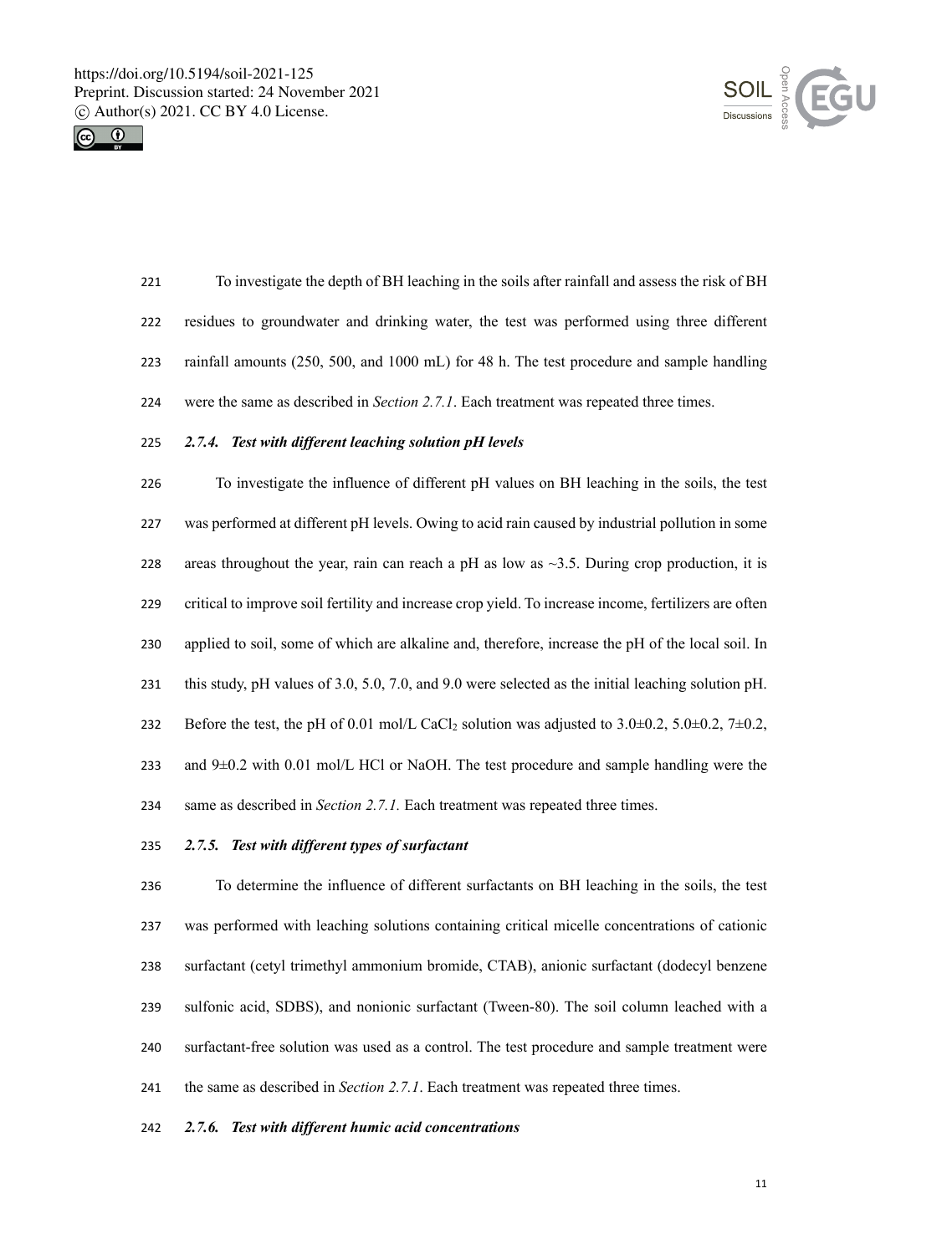To investigate the depth of BH leaching in the soils after rainfall and assess the risk of BH residues to groundwater and drinking water, the test was performed using three different rainfall amounts (250, 500, and 1000 mL) for 48 h. The test procedure and sample handling were the same as described in *Section 2.7.1*. Each treatment was repeated three times.

#### *2.7.4. Test with different leaching solution pH levels*

To investigate the influence of different pH values on BH leaching in the soils, the test was performed at different pH levels. Owing to acid rain caused by industrial pollution in some areas throughout the year, rain can reach a pH as low as ~3.5. During crop production, it is critical to improve soil fertility and increase crop yield. To increase income, fertilizers are often applied to soil, some of which are alkaline and, therefore, increase the pH of the local soil. In this study, pH values of 3.0, 5.0, 7.0, and 9.0 were selected as the initial leaching solution pH. Before the test, the pH of 0.01 mol/L $CaCl_2$ solution was adjusted to 3.0±0.2, 5.0±0.2, 7±0.2, and 9±0.2 with 0.01 mol/L HCl or NaOH. The test procedure and sample handling were the same as described in *Section 2.7.1.* Each treatment was repeated three times.

#### *2.7.5. Test with different types of surfactant*

To determine the influence of different surfactants on BH leaching in the soils, the test was performed with leaching solutions containing critical micelle concentrations of cationic surfactant (cetyl trimethyl ammonium bromide, CTAB), anionic surfactant (dodecyl benzene sulfonic acid, SDBS), and nonionic surfactant (Tween-80). The soil column leached with a surfactant-free solution was used as a control. The test procedure and sample treatment were the same as described in *Section 2.7.1*. Each treatment was repeated three times.

#### *2.7.6. Test with different humic acid concentrations*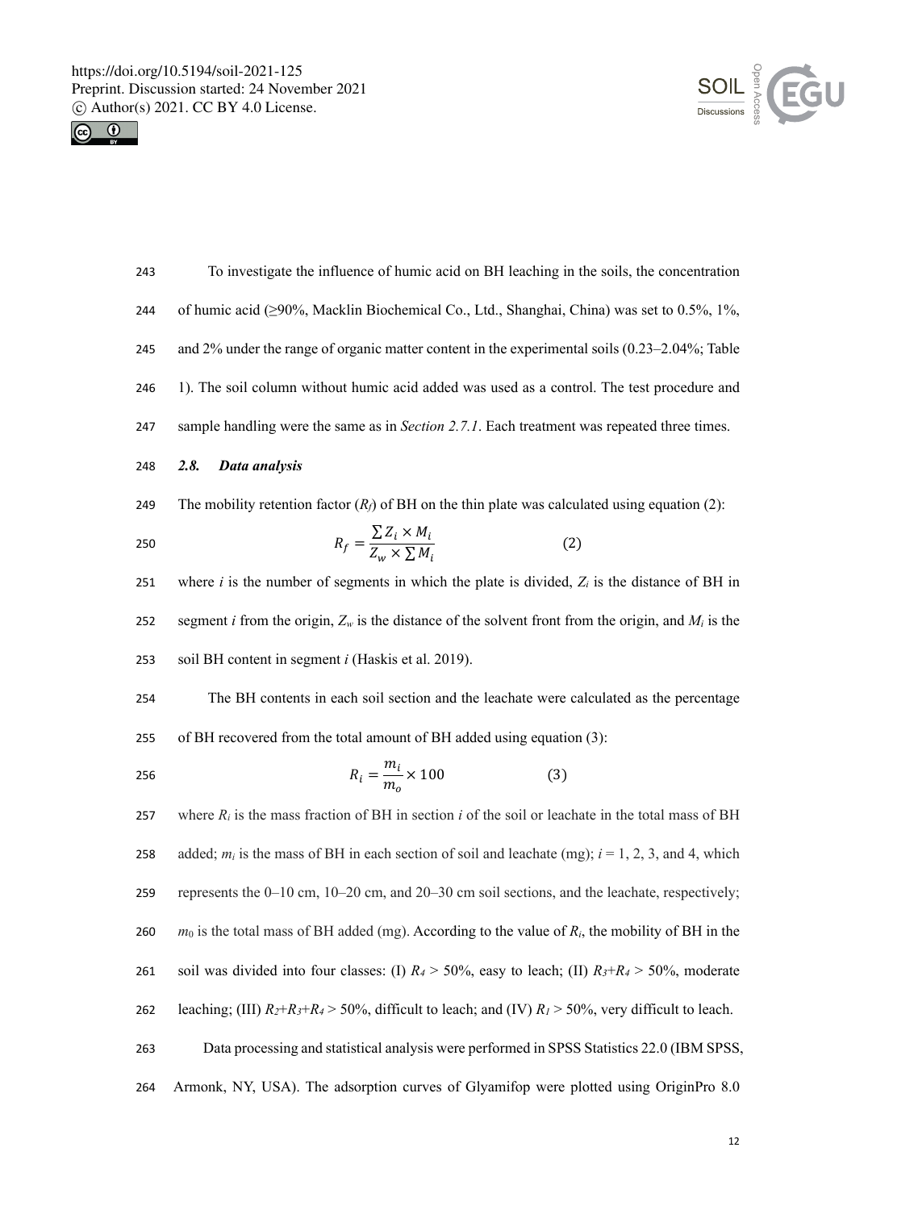To investigate the influence of humic acid on BH leaching in the soils, the concentration of humic acid (≥90%, Macklin Biochemical Co., Ltd., Shanghai, China) was set to 0.5%, 1%, and 2% under the range of organic matter content in the experimental soils (0.23–2.04%; Table 1). The soil column without humic acid added was used as a control. The test procedure and sample handling were the same as in *Section 2.7.1*. Each treatment was repeated three times.

### *2.8. Data analysis*

The mobility retention factor ($R_f$) of BH on the thin plate was calculated using equation (2):

$$R_f = \frac{\sum Z_i \times M_i}{Z_w \times \sum M_i} \qquad (2)$$

where $i$ is the number of segments in which the plate is divided, $Z_i$ is the distance of BH in segment $i$ from the origin, $Z_w$ is the distance of the solvent front from the origin, and $M_i$ is the soil BH content in segment $i$ (Haskis et al. 2019).

The BH contents in each soil section and the leachate were calculated as the percentage of BH recovered from the total amount of BH added using equation (3):

$$R_i = \frac{m_i}{m_o} \times 100 \qquad (3)$$

where $R_i$ is the mass fraction of BH in section $i$ of the soil or leachate in the total mass of BH added; $m_i$ is the mass of BH in each section of soil and leachate (mg); $i$ = 1, 2, 3, and 4, which represents the 0–10 cm, 10–20 cm, and 20–30 cm soil sections, and the leachate, respectively; $m_0$ is the total mass of BH added (mg). According to the value of $R_i$, the mobility of BH in the soil was divided into four classes: (I) $R_4 > 50\%$, easy to leach; (II) $R_3+R_4 > 50\%$, moderate leaching; (III) $R_2+R_3+R_4 > 50\%$, difficult to leach; and (IV) $R_1 > 50\%$, very difficult to leach.

Data processing and statistical analysis were performed in SPSS Statistics 22.0 (IBM SPSS, Armonk, NY, USA). The adsorption curves of Glyamifop were plotted using OriginPro 8.0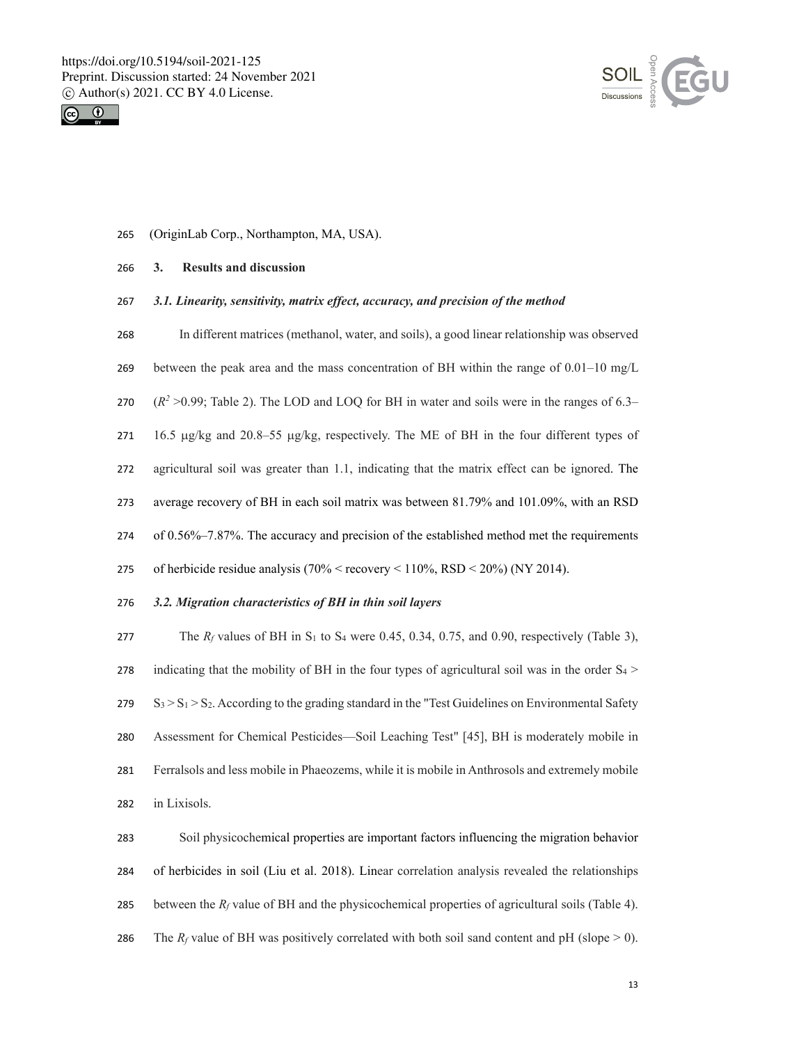(OriginLab Corp., Northampton, MA, USA).

## 3. Results and discussion

### *3.1. Linearity, sensitivity, matrix effect, accuracy, and precision of the method*

In different matrices (methanol, water, and soils), a good linear relationship was observed between the peak area and the mass concentration of BH within the range of 0.01–10 mg/L ($R^2$ >0.99; Table 2). The LOD and LOQ for BH in water and soils were in the ranges of 6.3–16.5 μg/kg and 20.8–55 μg/kg, respectively. The ME of BH in the four different types of agricultural soil was greater than 1.1, indicating that the matrix effect can be ignored. The average recovery of BH in each soil matrix was between 81.79% and 101.09%, with an RSD of 0.56%–7.87%. The accuracy and precision of the established method met the requirements of herbicide residue analysis (70% < recovery < 110%, RSD < 20%) (NY 2014).

### *3.2. Migration characteristics of BH in thin soil layers*

The $R_f$ values of BH in $S_1$ to $S_4$ were 0.45, 0.34, 0.75, and 0.90, respectively (Table 3), indicating that the mobility of BH in the four types of agricultural soil was in the order $S_4 > S_3 > S_1 > S_2$. According to the grading standard in the "Test Guidelines on Environmental Safety Assessment for Chemical Pesticides—Soil Leaching Test" [45], BH is moderately mobile in Ferralsols and less mobile in Phaeozems, while it is mobile in Anthrosols and extremely mobile in Lixisols.

Soil physicochemical properties are important factors influencing the migration behavior of herbicides in soil (Liu et al. 2018). Linear correlation analysis revealed the relationships between the $R_f$ value of BH and the physicochemical properties of agricultural soils (Table 4). The $R_f$ value of BH was positively correlated with both soil sand content and pH (slope > 0).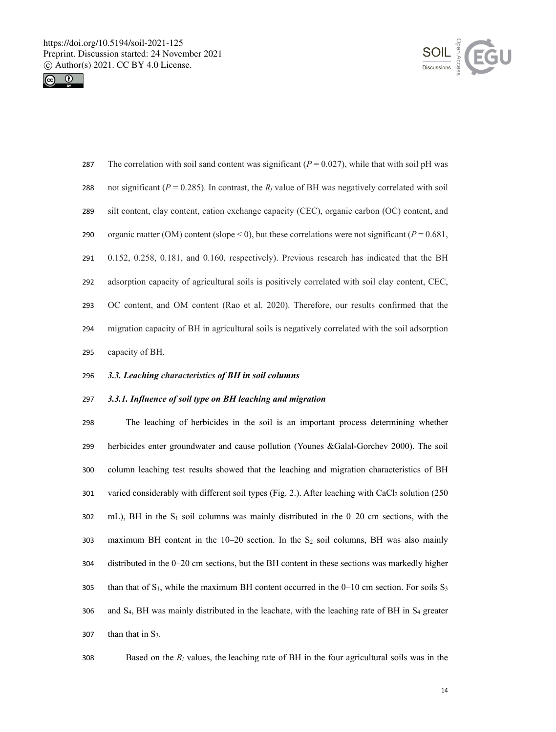The correlation with soil sand content was significant ($P = 0.027$), while that with soil pH was not significant ($P = 0.285$). In contrast, the $R_f$ value of BH was negatively correlated with soil silt content, clay content, cation exchange capacity (CEC), organic carbon (OC) content, and organic matter (OM) content (slope < 0), but these correlations were not significant ($P = 0.681$, 0.152, 0.258, 0.181, and 0.160, respectively). Previous research has indicated that the BH adsorption capacity of agricultural soils is positively correlated with soil clay content, CEC, OC content, and OM content (Rao et al. 2020). Therefore, our results confirmed that the migration capacity of BH in agricultural soils is negatively correlated with the soil adsorption capacity of BH.

### *3.3. Leaching characteristics of BH in soil columns*

#### *3.3.1. Influence of soil type on BH leaching and migration*

The leaching of herbicides in the soil is an important process determining whether herbicides enter groundwater and cause pollution (Younes &Galal-Gorchev 2000). The soil column leaching test results showed that the leaching and migration characteristics of BH varied considerably with different soil types (Fig. 2.). After leaching with $CaCl_2$ solution (250 mL), BH in the $S_1$ soil columns was mainly distributed in the 0–20 cm sections, with the maximum BH content in the 10–20 section. In the $S_2$ soil columns, BH was also mainly distributed in the 0–20 cm sections, but the BH content in these sections was markedly higher than that of $S_1$, while the maximum BH content occurred in the 0–10 cm section. For soils $S_3$ and $S_4$, BH was mainly distributed in the leachate, with the leaching rate of BH in $S_4$ greater than that in $S_3$.

Based on the $R_i$ values, the leaching rate of BH in the four agricultural soils was in the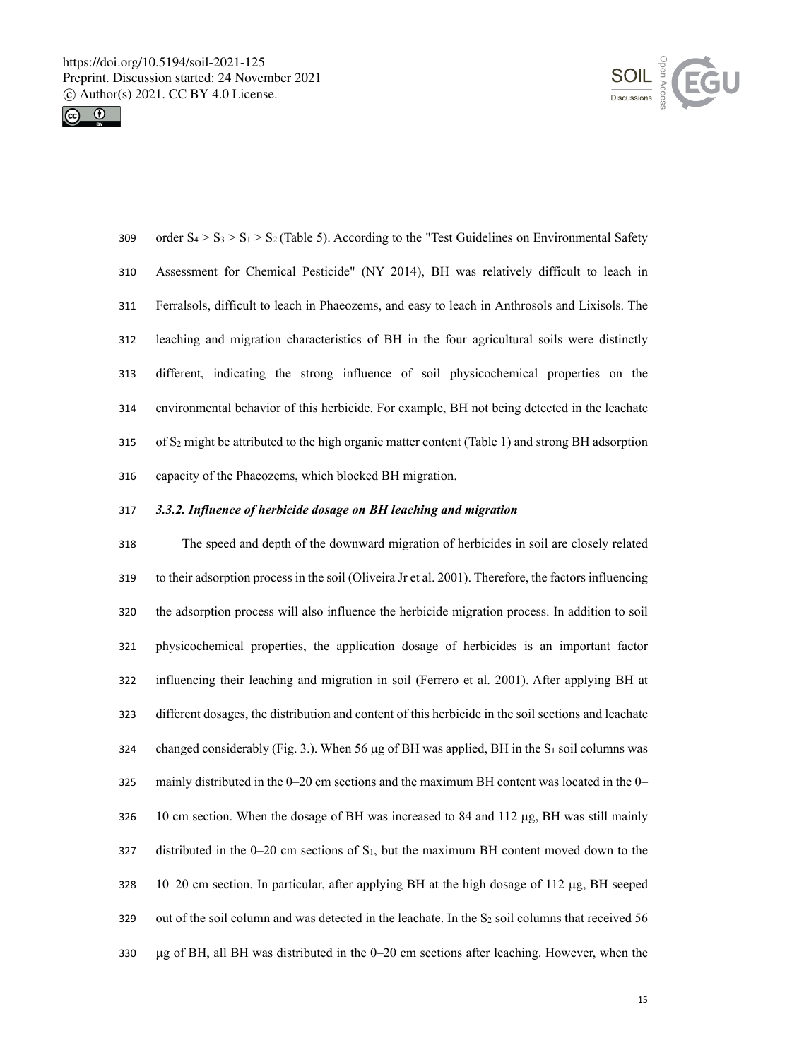order $S_4 > S_3 > S_1 > S_2$ (Table 5). According to the "Test Guidelines on Environmental Safety Assessment for Chemical Pesticide" (NY 2014), BH was relatively difficult to leach in Ferralsols, difficult to leach in Phaeozems, and easy to leach in Anthrosols and Lixisols. The leaching and migration characteristics of BH in the four agricultural soils were distinctly different, indicating the strong influence of soil physicochemical properties on the environmental behavior of this herbicide. For example, BH not being detected in the leachate of $S_2$ might be attributed to the high organic matter content (Table 1) and strong BH adsorption capacity of the Phaeozems, which blocked BH migration.

### *3.3.2. Influence of herbicide dosage on BH leaching and migration*

The speed and depth of the downward migration of herbicides in soil are closely related to their adsorption process in the soil (Oliveira Jr et al. 2001). Therefore, the factors influencing the adsorption process will also influence the herbicide migration process. In addition to soil physicochemical properties, the application dosage of herbicides is an important factor influencing their leaching and migration in soil (Ferrero et al. 2001). After applying BH at different dosages, the distribution and content of this herbicide in the soil sections and leachate changed considerably (Fig. 3.). When 56 μg of BH was applied, BH in the $S_1$ soil columns was mainly distributed in the 0–20 cm sections and the maximum BH content was located in the 0–10 cm section. When the dosage of BH was increased to 84 and 112 μg, BH was still mainly distributed in the 0–20 cm sections of $S_1$, but the maximum BH content moved down to the 10–20 cm section. In particular, after applying BH at the high dosage of 112 μg, BH seeped out of the soil column and was detected in the leachate. In the $S_2$ soil columns that received 56 μg of BH, all BH was distributed in the 0–20 cm sections after leaching. However, when the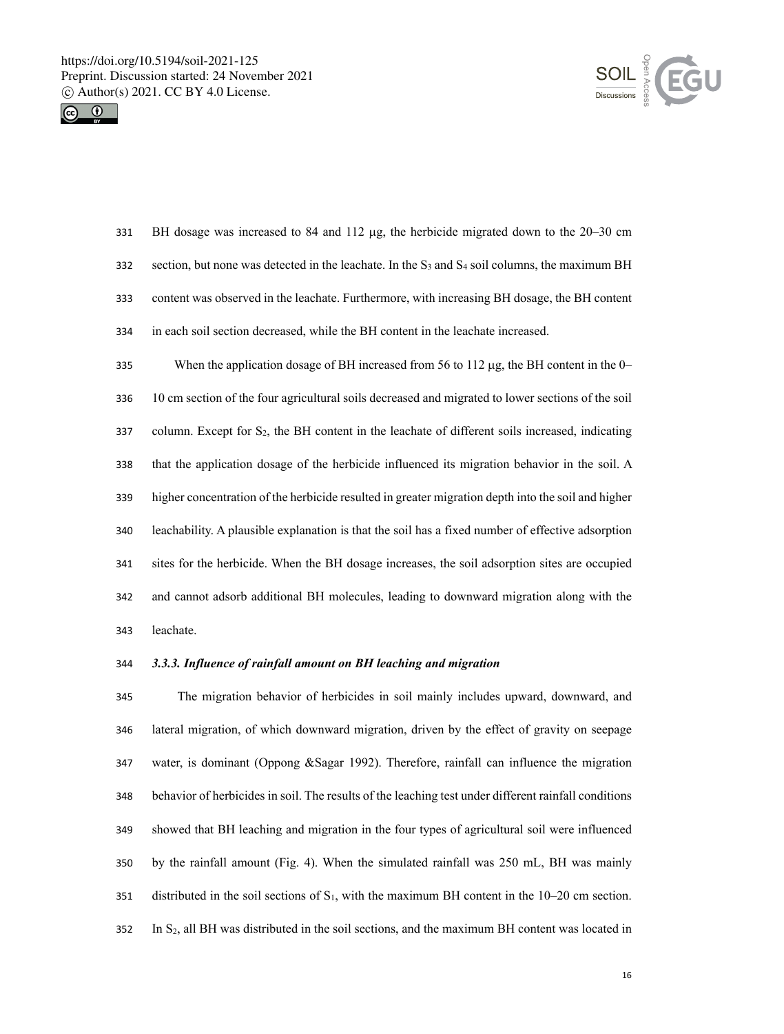BH dosage was increased to 84 and 112 μg, the herbicide migrated down to the 20–30 cm section, but none was detected in the leachate. In the $S_3$ and $S_4$ soil columns, the maximum BH content was observed in the leachate. Furthermore, with increasing BH dosage, the BH content in each soil section decreased, while the BH content in the leachate increased.

When the application dosage of BH increased from 56 to 112 μg, the BH content in the 0–10 cm section of the four agricultural soils decreased and migrated to lower sections of the soil column. Except for $S_2$, the BH content in the leachate of different soils increased, indicating that the application dosage of the herbicide influenced its migration behavior in the soil. A higher concentration of the herbicide resulted in greater migration depth into the soil and higher leachability. A plausible explanation is that the soil has a fixed number of effective adsorption sites for the herbicide. When the BH dosage increases, the soil adsorption sites are occupied and cannot adsorb additional BH molecules, leading to downward migration along with the leachate.

### *3.3.3. Influence of rainfall amount on BH leaching and migration*

The migration behavior of herbicides in soil mainly includes upward, downward, and lateral migration, of which downward migration, driven by the effect of gravity on seepage water, is dominant (Oppong &Sagar 1992). Therefore, rainfall can influence the migration behavior of herbicides in soil. The results of the leaching test under different rainfall conditions showed that BH leaching and migration in the four types of agricultural soil were influenced by the rainfall amount (Fig. 4). When the simulated rainfall was 250 mL, BH was mainly distributed in the soil sections of $S_1$, with the maximum BH content in the 10–20 cm section. In $S_2$, all BH was distributed in the soil sections, and the maximum BH content was located in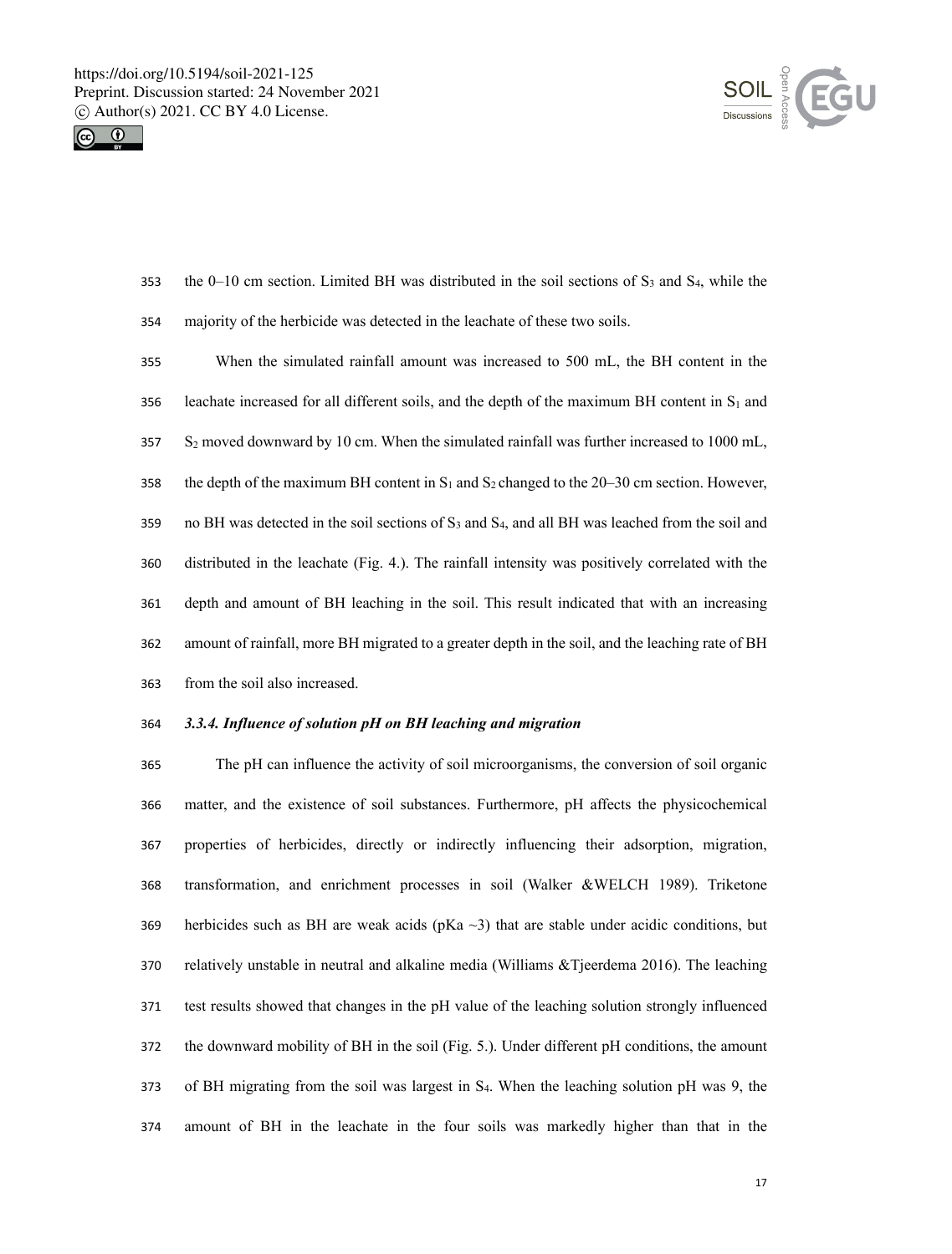the 0–10 cm section. Limited BH was distributed in the soil sections of $S_3$ and $S_4$, while the majority of the herbicide was detected in the leachate of these two soils.

When the simulated rainfall amount was increased to 500 mL, the BH content in the leachate increased for all different soils, and the depth of the maximum BH content in $S_1$ and $S_2$ moved downward by 10 cm. When the simulated rainfall was further increased to 1000 mL, the depth of the maximum BH content in $S_1$ and $S_2$ changed to the 20–30 cm section. However, no BH was detected in the soil sections of $S_3$ and $S_4$, and all BH was leached from the soil and distributed in the leachate (Fig. 4.). The rainfall intensity was positively correlated with the depth and amount of BH leaching in the soil. This result indicated that with an increasing amount of rainfall, more BH migrated to a greater depth in the soil, and the leaching rate of BH from the soil also increased.

### *3.3.4. Influence of solution pH on BH leaching and migration*

The pH can influence the activity of soil microorganisms, the conversion of soil organic matter, and the existence of soil substances. Furthermore, pH affects the physicochemical properties of herbicides, directly or indirectly influencing their adsorption, migration, transformation, and enrichment processes in soil (Walker &WELCH 1989). Triketone herbicides such as BH are weak acids (pKa ~3) that are stable under acidic conditions, but relatively unstable in neutral and alkaline media (Williams &Tjeerdema 2016). The leaching test results showed that changes in the pH value of the leaching solution strongly influenced the downward mobility of BH in the soil (Fig. 5.). Under different pH conditions, the amount of BH migrating from the soil was largest in $S_4$. When the leaching solution pH was 9, the amount of BH in the leachate in the four soils was markedly higher than that in the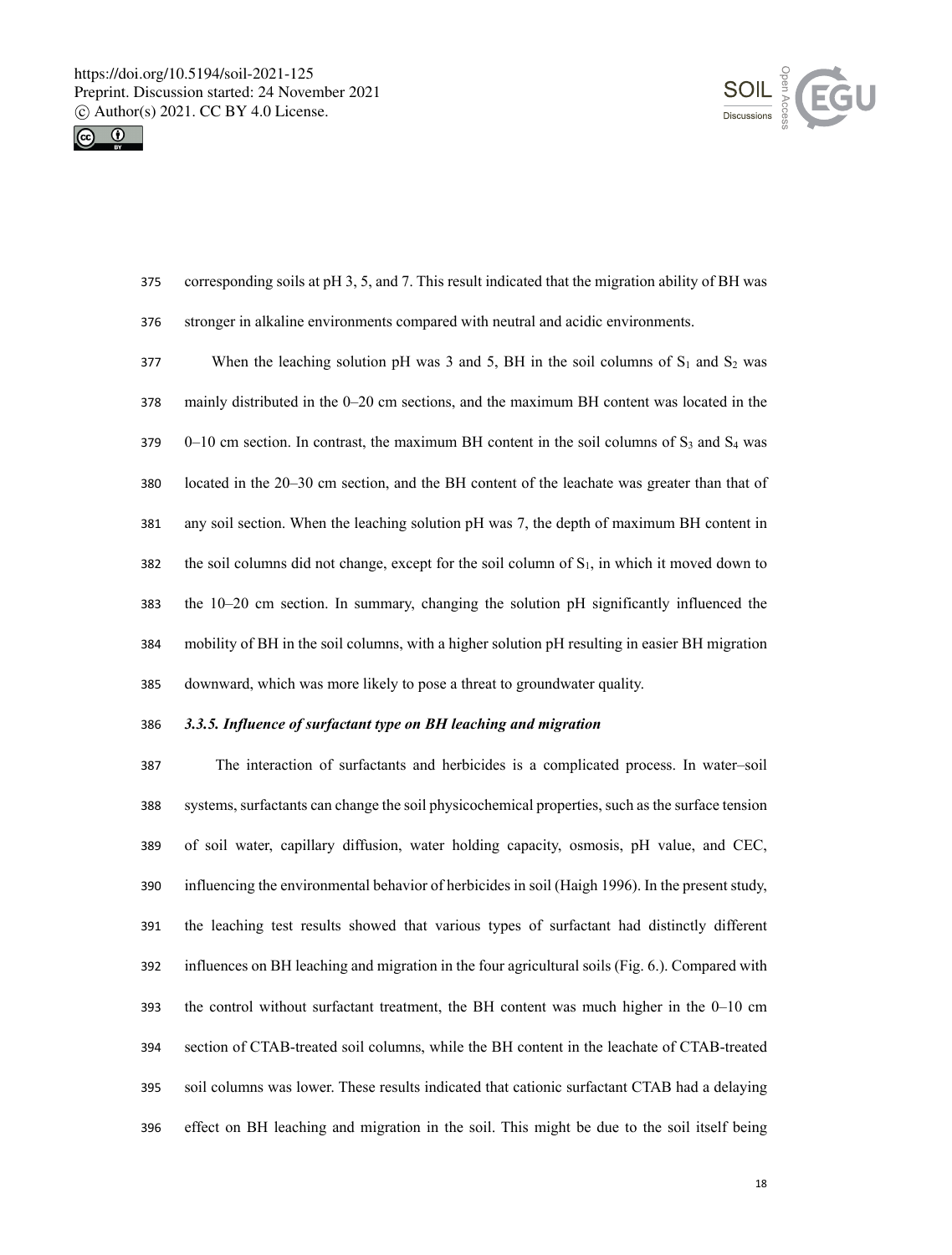corresponding soils at pH 3, 5, and 7. This result indicated that the migration ability of BH was stronger in alkaline environments compared with neutral and acidic environments.

When the leaching solution pH was 3 and 5, BH in the soil columns of $S_1$ and $S_2$ was mainly distributed in the 0–20 cm sections, and the maximum BH content was located in the 0–10 cm section. In contrast, the maximum BH content in the soil columns of $S_3$ and $S_4$ was located in the 20–30 cm section, and the BH content of the leachate was greater than that of any soil section. When the leaching solution pH was 7, the depth of maximum BH content in the soil columns did not change, except for the soil column of $S_1$, in which it moved down to the 10–20 cm section. In summary, changing the solution pH significantly influenced the mobility of BH in the soil columns, with a higher solution pH resulting in easier BH migration downward, which was more likely to pose a threat to groundwater quality.

#### *3.3.5. Influence of surfactant type on BH leaching and migration*

The interaction of surfactants and herbicides is a complicated process. In water–soil systems, surfactants can change the soil physicochemical properties, such as the surface tension of soil water, capillary diffusion, water holding capacity, osmosis, pH value, and CEC, influencing the environmental behavior of herbicides in soil (Haigh 1996). In the present study, the leaching test results showed that various types of surfactant had distinctly different influences on BH leaching and migration in the four agricultural soils (Fig. 6.). Compared with the control without surfactant treatment, the BH content was much higher in the 0–10 cm section of CTAB-treated soil columns, while the BH content in the leachate of CTAB-treated soil columns was lower. These results indicated that cationic surfactant CTAB had a delaying effect on BH leaching and migration in the soil. This might be due to the soil itself being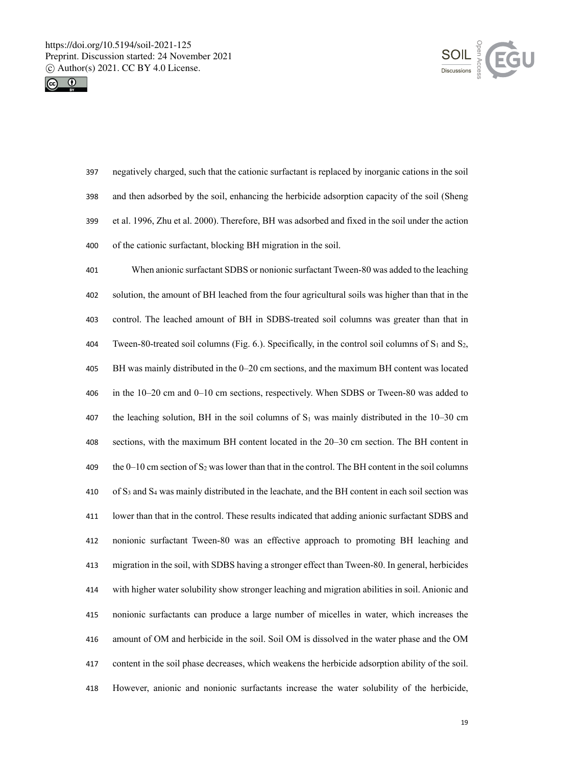negatively charged, such that the cationic surfactant is replaced by inorganic cations in the soil and then adsorbed by the soil, enhancing the herbicide adsorption capacity of the soil (Sheng et al. 1996, Zhu et al. 2000). Therefore, BH was adsorbed and fixed in the soil under the action of the cationic surfactant, blocking BH migration in the soil.

When anionic surfactant SDBS or nonionic surfactant Tween-80 was added to the leaching solution, the amount of BH leached from the four agricultural soils was higher than that in the control. The leached amount of BH in SDBS-treated soil columns was greater than that in Tween-80-treated soil columns (Fig. 6.). Specifically, in the control soil columns of $S_1$ and $S_2$, BH was mainly distributed in the 0–20 cm sections, and the maximum BH content was located in the 10–20 cm and 0–10 cm sections, respectively. When SDBS or Tween-80 was added to the leaching solution, BH in the soil columns of $S_1$ was mainly distributed in the 10–30 cm sections, with the maximum BH content located in the 20–30 cm section. The BH content in the 0–10 cm section of $S_2$ was lower than that in the control. The BH content in the soil columns of $S_3$ and $S_4$ was mainly distributed in the leachate, and the BH content in each soil section was lower than that in the control. These results indicated that adding anionic surfactant SDBS and nonionic surfactant Tween-80 was an effective approach to promoting BH leaching and migration in the soil, with SDBS having a stronger effect than Tween-80. In general, herbicides with higher water solubility show stronger leaching and migration abilities in soil. Anionic and nonionic surfactants can produce a large number of micelles in water, which increases the amount of OM and herbicide in the soil. Soil OM is dissolved in the water phase and the OM content in the soil phase decreases, which weakens the herbicide adsorption ability of the soil. However, anionic and nonionic surfactants increase the water solubility of the herbicide,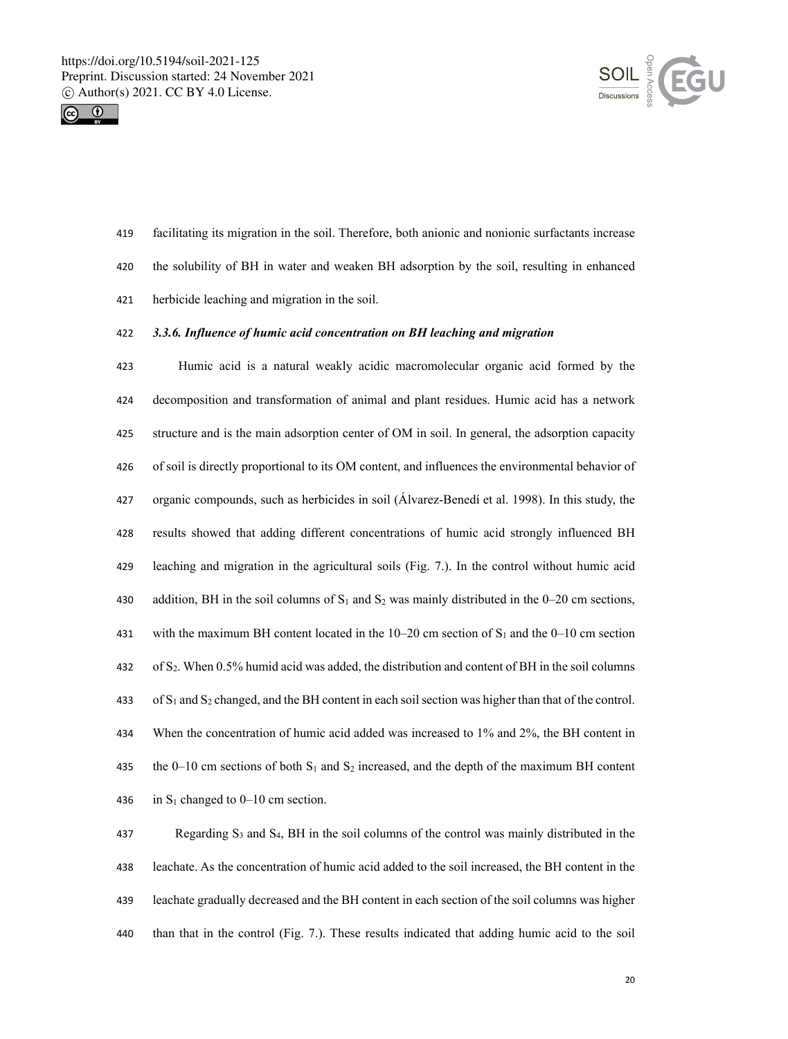facilitating its migration in the soil. Therefore, both anionic and nonionic surfactants increase the solubility of BH in water and weaken BH adsorption by the soil, resulting in enhanced herbicide leaching and migration in the soil.

### *3.3.6. Influence of humic acid concentration on BH leaching and migration*

Humic acid is a natural weakly acidic macromolecular organic acid formed by the decomposition and transformation of animal and plant residues. Humic acid has a network structure and is the main adsorption center of OM in soil. In general, the adsorption capacity of soil is directly proportional to its OM content, and influences the environmental behavior of organic compounds, such as herbicides in soil (Álvarez-Benedí et al. 1998). In this study, the results showed that adding different concentrations of humic acid strongly influenced BH leaching and migration in the agricultural soils (Fig. 7.). In the control without humic acid addition, BH in the soil columns of $S_1$ and $S_2$ was mainly distributed in the 0–20 cm sections, with the maximum BH content located in the 10–20 cm section of $S_1$ and the 0–10 cm section of $S_2$. When 0.5% humid acid was added, the distribution and content of BH in the soil columns of $S_1$ and $S_2$ changed, and the BH content in each soil section was higher than that of the control. When the concentration of humic acid added was increased to 1% and 2%, the BH content in the 0–10 cm sections of both $S_1$ and $S_2$ increased, and the depth of the maximum BH content in $S_1$ changed to 0–10 cm section.

Regarding $S_3$ and $S_4$, BH in the soil columns of the control was mainly distributed in the leachate. As the concentration of humic acid added to the soil increased, the BH content in the leachate gradually decreased and the BH content in each section of the soil columns was higher than that in the control (Fig. 7.). These results indicated that adding humic acid to the soil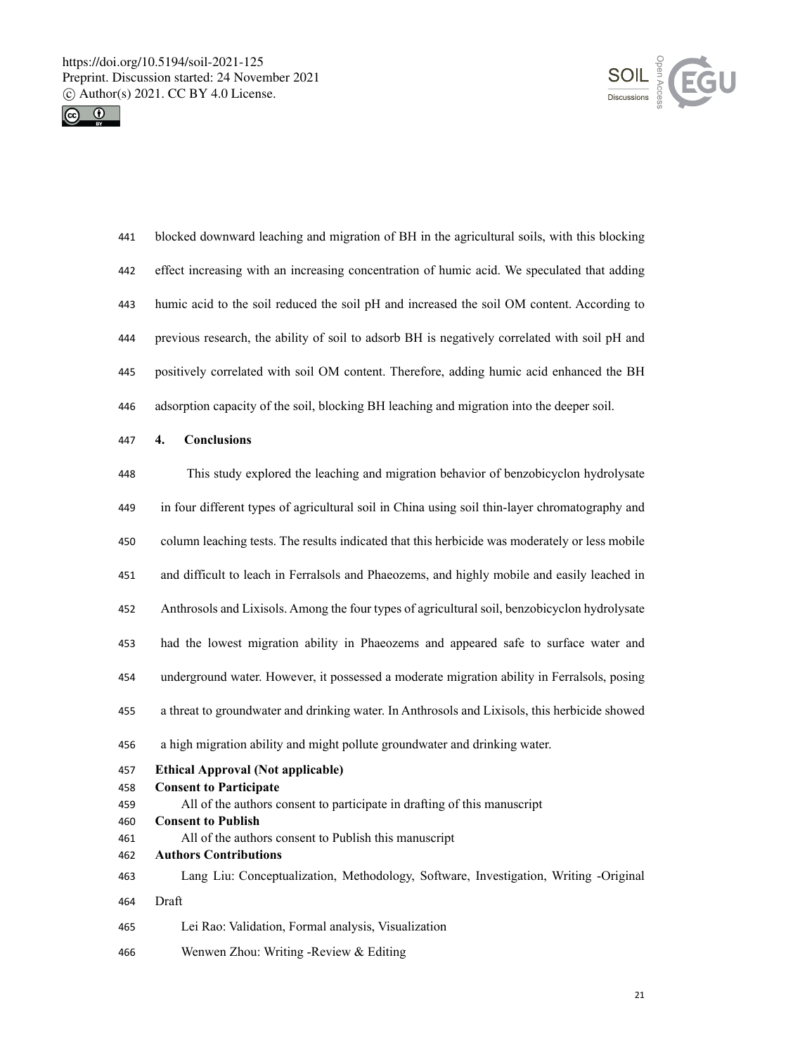blocked downward leaching and migration of BH in the agricultural soils, with this blocking effect increasing with an increasing concentration of humic acid. We speculated that adding humic acid to the soil reduced the soil pH and increased the soil OM content. According to previous research, the ability of soil to adsorb BH is negatively correlated with soil pH and positively correlated with soil OM content. Therefore, adding humic acid enhanced the BH adsorption capacity of the soil, blocking BH leaching and migration into the deeper soil.

## 4. Conclusions

This study explored the leaching and migration behavior of benzobicyclon hydrolysate in four different types of agricultural soil in China using soil thin-layer chromatography and column leaching tests. The results indicated that this herbicide was moderately or less mobile and difficult to leach in Ferralsols and Phaeozems, and highly mobile and easily leached in Anthrosols and Lixisols. Among the four types of agricultural soil, benzobicyclon hydrolysate had the lowest migration ability in Phaeozems and appeared safe to surface water and underground water. However, it possessed a moderate migration ability in Ferralsols, posing a threat to groundwater and drinking water. In Anthrosols and Lixisols, this herbicide showed a high migration ability and might pollute groundwater and drinking water.

**Ethical Approval (Not applicable)**

**Consent to Participate**

All of the authors consent to participate in drafting of this manuscript

**Consent to Publish**

All of the authors consent to Publish this manuscript

**Authors Contributions**

Lang Liu: Conceptualization, Methodology, Software, Investigation, Writing -Original Draft

Lei Rao: Validation, Formal analysis, Visualization

Wenwen Zhou: Writing -Review & Editing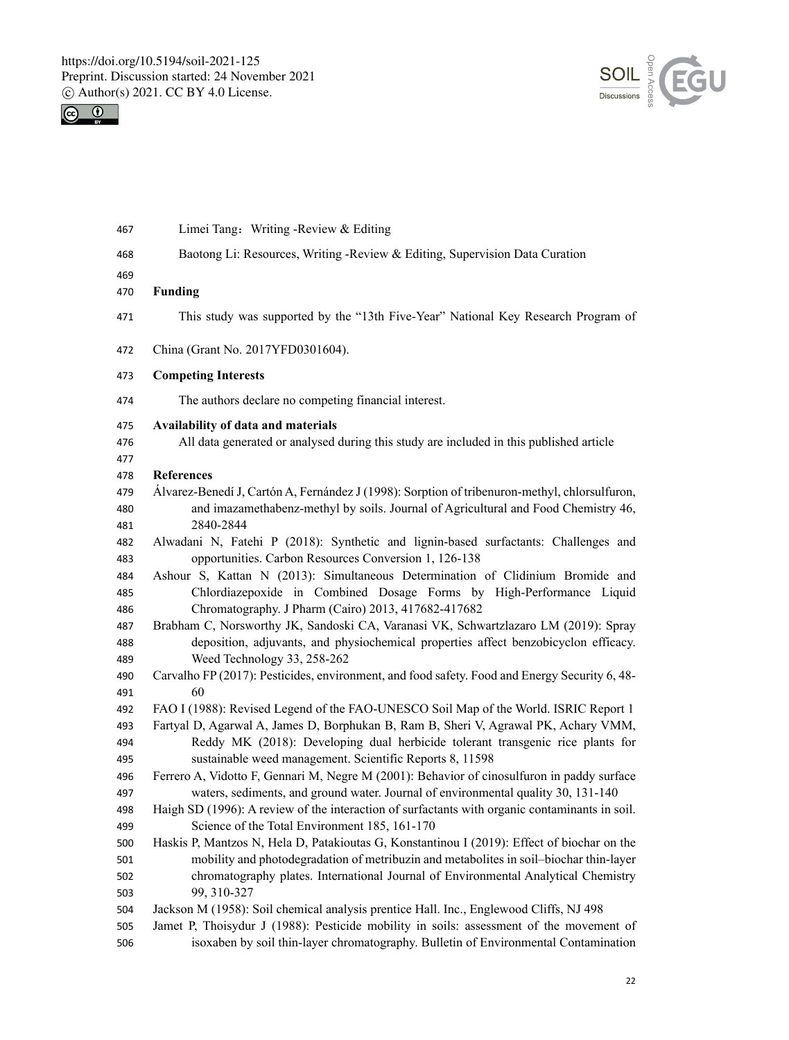Limei Tang：Writing -Review & Editing

Baotong Li: Resources, Writing -Review & Editing, Supervision Data Curation

**Funding**

This study was supported by the "13th Five-Year" National Key Research Program of China (Grant No. 2017YFD0301604).

**Competing Interests**

The authors declare no competing financial interest.

**Availability of data and materials**

All data generated or analysed during this study are included in this published article

**References**

Álvarez-Benedí J, Cartón A, Fernández J (1998): Sorption of tribenuron-methyl, chlorsulfuron, and imazamethabenz-methyl by soils. Journal of Agricultural and Food Chemistry 46, 2840-2844

Alwadani N, Fatehi P (2018): Synthetic and lignin-based surfactants: Challenges and opportunities. Carbon Resources Conversion 1, 126-138

Ashour S, Kattan N (2013): Simultaneous Determination of Clidinium Bromide and Chlordiazepoxide in Combined Dosage Forms by High-Performance Liquid Chromatography. J Pharm (Cairo) 2013, 417682-417682

Brabham C, Norsworthy JK, Sandoski CA, Varanasi VK, Schwartzlazaro LM (2019): Spray deposition, adjuvants, and physiochemical properties affect benzobicyclon efficacy. Weed Technology 33, 258-262

Carvalho FP (2017): Pesticides, environment, and food safety. Food and Energy Security 6, 48-60

FAO I (1988): Revised Legend of the FAO-UNESCO Soil Map of the World. ISRIC Report 1

Fartyal D, Agarwal A, James D, Borphukan B, Ram B, Sheri V, Agrawal PK, Achary VMM, Reddy MK (2018): Developing dual herbicide tolerant transgenic rice plants for sustainable weed management. Scientific Reports 8, 11598

Ferrero A, Vidotto F, Gennari M, Negre M (2001): Behavior of cinosulfuron in paddy surface waters, sediments, and ground water. Journal of environmental quality 30, 131-140

Haigh SD (1996): A review of the interaction of surfactants with organic contaminants in soil. Science of the Total Environment 185, 161-170

Haskis P, Mantzos N, Hela D, Patakioutas G, Konstantinou I (2019): Effect of biochar on the mobility and photodegradation of metribuzin and metabolites in soil–biochar thin-layer chromatography plates. International Journal of Environmental Analytical Chemistry 99, 310-327

Jackson M (1958): Soil chemical analysis prentice Hall. Inc., Englewood Cliffs, NJ 498

Jamet P, Thoisydur J (1988): Pesticide mobility in soils: assessment of the movement of isoxaben by soil thin-layer chromatography. Bulletin of Environmental Contamination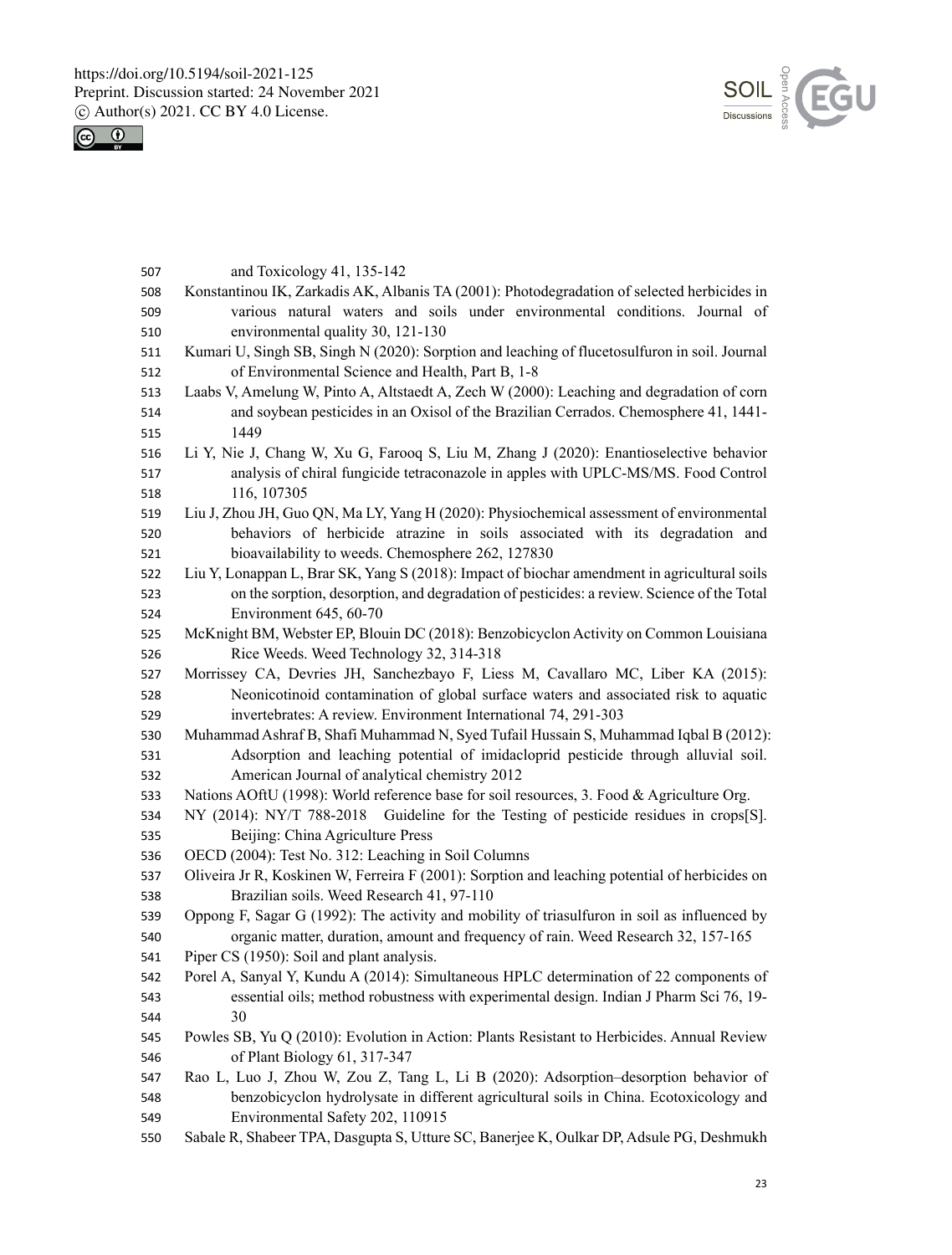and Toxicology 41, 135-142

Konstantinou IK, Zarkadis AK, Albanis TA (2001): Photodegradation of selected herbicides in various natural waters and soils under environmental conditions. Journal of environmental quality 30, 121-130

Kumari U, Singh SB, Singh N (2020): Sorption and leaching of flucetosulfuron in soil. Journal of Environmental Science and Health, Part B, 1-8

Laabs V, Amelung W, Pinto A, Altstaedt A, Zech W (2000): Leaching and degradation of corn and soybean pesticides in an Oxisol of the Brazilian Cerrados. Chemosphere 41, 1441-1449

Li Y, Nie J, Chang W, Xu G, Farooq S, Liu M, Zhang J (2020): Enantioselective behavior analysis of chiral fungicide tetraconazole in apples with UPLC-MS/MS. Food Control 116, 107305

Liu J, Zhou JH, Guo QN, Ma LY, Yang H (2020): Physiochemical assessment of environmental behaviors of herbicide atrazine in soils associated with its degradation and bioavailability to weeds. Chemosphere 262, 127830

Liu Y, Lonappan L, Brar SK, Yang S (2018): Impact of biochar amendment in agricultural soils on the sorption, desorption, and degradation of pesticides: a review. Science of the Total Environment 645, 60-70

McKnight BM, Webster EP, Blouin DC (2018): Benzobicyclon Activity on Common Louisiana Rice Weeds. Weed Technology 32, 314-318

Morrissey CA, Devries JH, Sanchezbayo F, Liess M, Cavallaro MC, Liber KA (2015): Neonicotinoid contamination of global surface waters and associated risk to aquatic invertebrates: A review. Environment International 74, 291-303

Muhammad Ashraf B, Shafi Muhammad N, Syed Tufail Hussain S, Muhammad Iqbal B (2012): Adsorption and leaching potential of imidacloprid pesticide through alluvial soil. American Journal of analytical chemistry 2012

Nations AOftU (1998): World reference base for soil resources, 3. Food & Agriculture Org.

NY (2014): NY/T 788-2018 Guideline for the Testing of pesticide residues in crops[S]. Beijing: China Agriculture Press

OECD (2004): Test No. 312: Leaching in Soil Columns

Oliveira Jr R, Koskinen W, Ferreira F (2001): Sorption and leaching potential of herbicides on Brazilian soils. Weed Research 41, 97-110

Oppong F, Sagar G (1992): The activity and mobility of triasulfuron in soil as influenced by organic matter, duration, amount and frequency of rain. Weed Research 32, 157-165

Piper CS (1950): Soil and plant analysis.

Porel A, Sanyal Y, Kundu A (2014): Simultaneous HPLC determination of 22 components of essential oils; method robustness with experimental design. Indian J Pharm Sci 76, 19-30

Powles SB, Yu Q (2010): Evolution in Action: Plants Resistant to Herbicides. Annual Review of Plant Biology 61, 317-347

Rao L, Luo J, Zhou W, Zou Z, Tang L, Li B (2020): Adsorption–desorption behavior of benzobicyclon hydrolysate in different agricultural soils in China. Ecotoxicology and Environmental Safety 202, 110915

Sabale R, Shabeer TPA, Dasgupta S, Utture SC, Banerjee K, Oulkar DP, Adsule PG, Deshmukh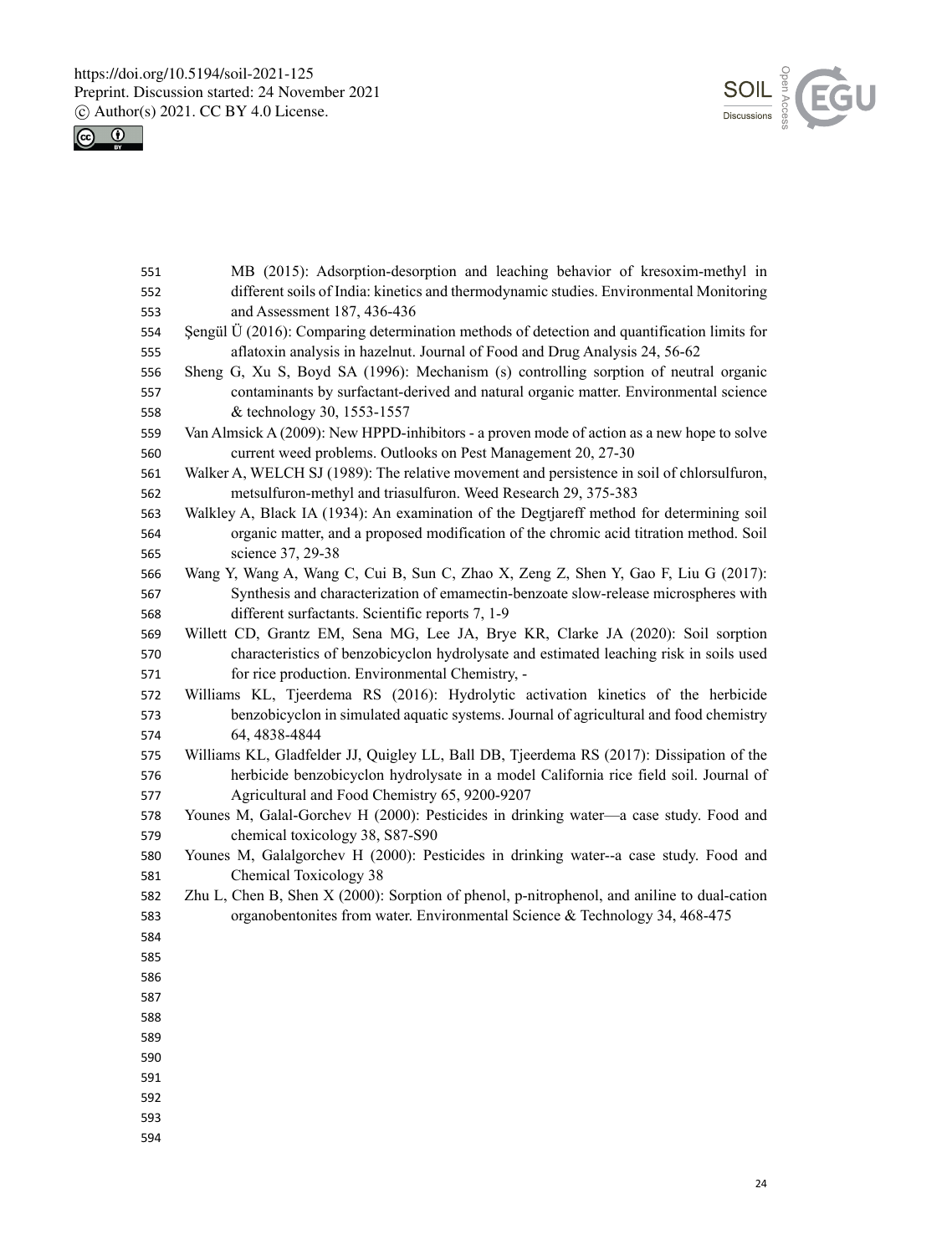MB (2015): Adsorption-desorption and leaching behavior of kresoxim-methyl in different soils of India: kinetics and thermodynamic studies. Environmental Monitoring and Assessment 187, 436-436

Şengül Ü (2016): Comparing determination methods of detection and quantification limits for aflatoxin analysis in hazelnut. Journal of Food and Drug Analysis 24, 56-62

Sheng G, Xu S, Boyd SA (1996): Mechanism (s) controlling sorption of neutral organic contaminants by surfactant-derived and natural organic matter. Environmental science & technology 30, 1553-1557

Van Almsick A (2009): New HPPD-inhibitors - a proven mode of action as a new hope to solve current weed problems. Outlooks on Pest Management 20, 27-30

Walker A, WELCH SJ (1989): The relative movement and persistence in soil of chlorsulfuron, metsulfuron-methyl and triasulfuron. Weed Research 29, 375-383

Walkley A, Black IA (1934): An examination of the Degtjareff method for determining soil organic matter, and a proposed modification of the chromic acid titration method. Soil science 37, 29-38

Wang Y, Wang A, Wang C, Cui B, Sun C, Zhao X, Zeng Z, Shen Y, Gao F, Liu G (2017): Synthesis and characterization of emamectin-benzoate slow-release microspheres with different surfactants. Scientific reports 7, 1-9

Willett CD, Grantz EM, Sena MG, Lee JA, Brye KR, Clarke JA (2020): Soil sorption characteristics of benzobicyclon hydrolysate and estimated leaching risk in soils used for rice production. Environmental Chemistry, -

Williams KL, Tjeerdema RS (2016): Hydrolytic activation kinetics of the herbicide benzobicyclon in simulated aquatic systems. Journal of agricultural and food chemistry 64, 4838-4844

Williams KL, Gladfelder JJ, Quigley LL, Ball DB, Tjeerdema RS (2017): Dissipation of the herbicide benzobicyclon hydrolysate in a model California rice field soil. Journal of Agricultural and Food Chemistry 65, 9200-9207

Younes M, Galal-Gorchev H (2000): Pesticides in drinking water—a case study. Food and chemical toxicology 38, S87-S90

Younes M, Galalgorchev H (2000): Pesticides in drinking water--a case study. Food and Chemical Toxicology 38

Zhu L, Chen B, Shen X (2000): Sorption of phenol, p-nitrophenol, and aniline to dual-cation organobentonites from water. Environmental Science & Technology 34, 468-475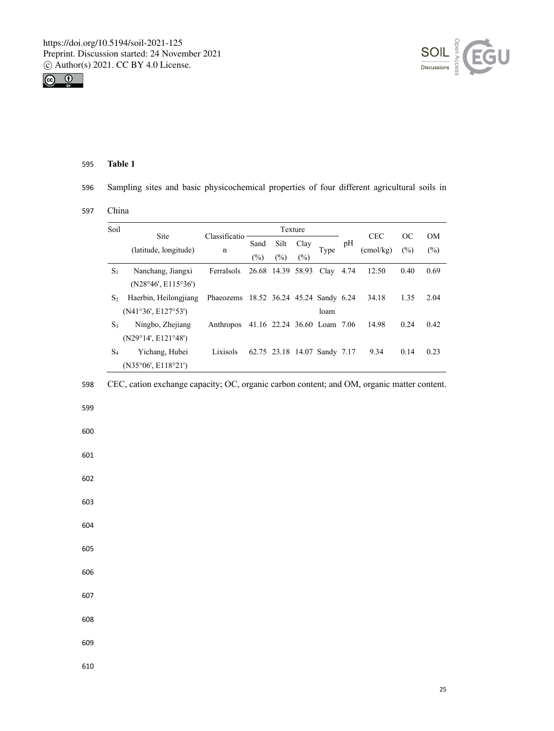**Table 1**

Sampling sites and basic physicochemical properties of four different agricultural soils in China

| Soil | Site (latitude, longitude) | Classification | Texture | | | | pH | CEC (cmol/kg) | OC (%) | OM (%) |
|---|---|---|---|---|---|---|---|---|---|---|
| | | | Sand (%) | Silt (%) | Clay (%) | Type | | | | |
| $S_1$ | Nanchang, Jiangxi (N28°46', E115°36') | Ferralsols | 26.68 | 14.39 | 58.93 | Clay | 4.74 | 12.50 | 0.40 | 0.69 |
| $S_2$ | Haerbin, Heilongjiang (N41°36', E127°53') | Phaeozems | 18.52 | 36.24 | 45.24 | Sandy loam | 6.24 | 34.18 | 1.35 | 2.04 |
| $S_3$ | Ningbo, Zhejiang (N29°14', E121°48') | Anthropos | 41.16 | 22.24 | 36.60 | Loam | 7.06 | 14.98 | 0.24 | 0.42 |
| $S_4$ | Yichang, Hubei (N35°06', E118°21') | Lixisols | 62.75 | 23.18 | 14.07 | Sandy | 7.17 | 9.34 | 0.14 | 0.23 |

CEC, cation exchange capacity; OC, organic carbon content; and OM, organic matter content.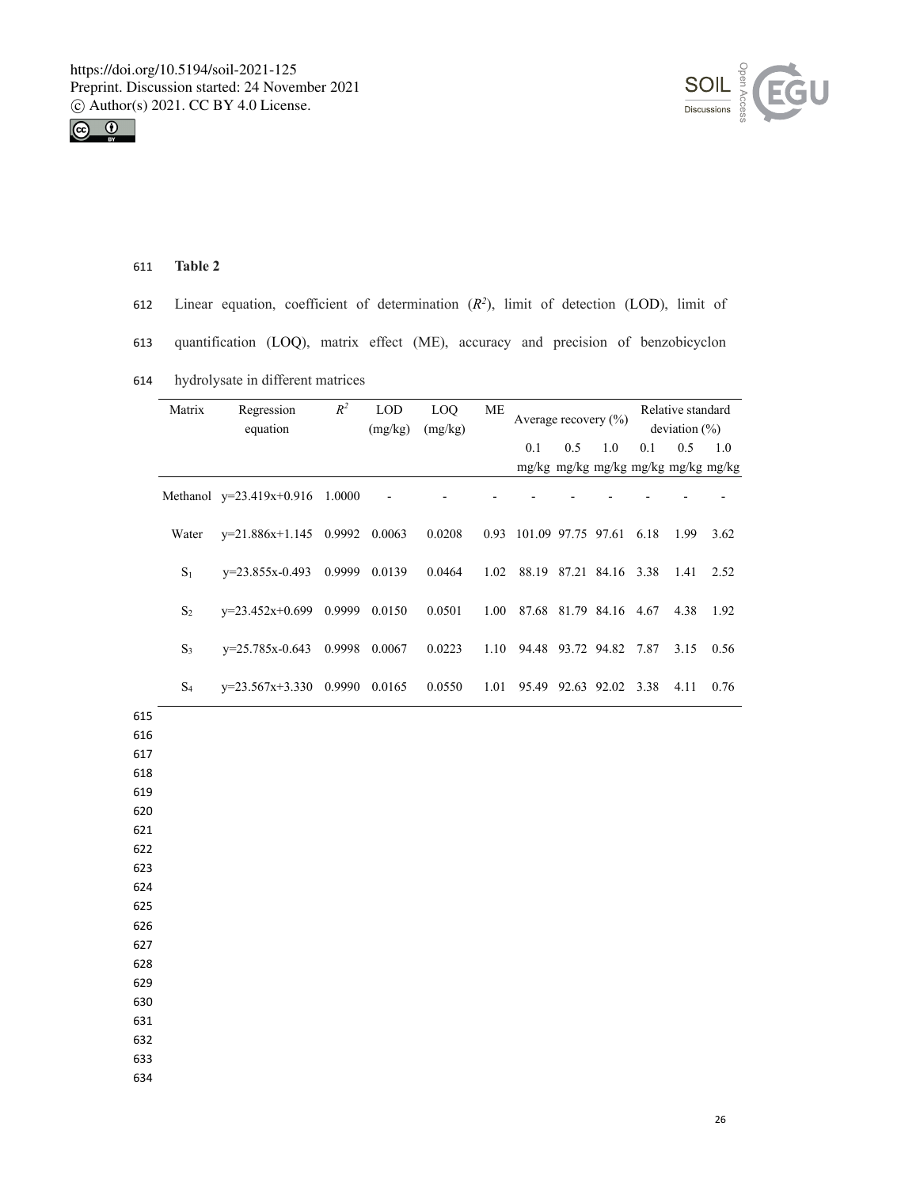**Table 2**

Linear equation, coefficient of determination ($R^2$), limit of detection (LOD), limit of quantification (LOQ), matrix effect (ME), accuracy and precision of benzobicyclon hydrolysate in different matrices

| Matrix | Regression equation | $R^2$ | LOD (mg/kg) | LOQ (mg/kg) | ME | Average recovery (%) | | | Relative standard deviation (%) | | |
|---|---|---|---|---|---|---|---|---|---|---|---|
| | | | | | | 0.1 mg/kg | 0.5 mg/kg | 1.0 mg/kg | 0.1 mg/kg | 0.5 mg/kg | 1.0 mg/kg |
| Methanol | y=23.419x+0.916 | 1.0000 | - | - | - | - | - | - | - | - | - |
| Water | y=21.886x+1.145 | 0.9992 | 0.0063 | 0.0208 | 0.93 | 101.09 | 97.75 | 97.61 | 6.18 | 1.99 | 3.62 |
| $S_1$ | y=23.855x-0.493 | 0.9999 | 0.0139 | 0.0464 | 1.02 | 88.19 | 87.21 | 84.16 | 3.38 | 1.41 | 2.52 |
| $S_2$ | y=23.452x+0.699 | 0.9999 | 0.0150 | 0.0501 | 1.00 | 87.68 | 81.79 | 84.16 | 4.67 | 4.38 | 1.92 |
| $S_3$ | y=25.785x-0.643 | 0.9998 | 0.0067 | 0.0223 | 1.10 | 94.48 | 93.72 | 94.82 | 7.87 | 3.15 | 0.56 |
| $S_4$ | y=23.567x+3.330 | 0.9990 | 0.0165 | 0.0550 | 1.01 | 95.49 | 92.63 | 92.02 | 3.38 | 4.11 | 0.76 |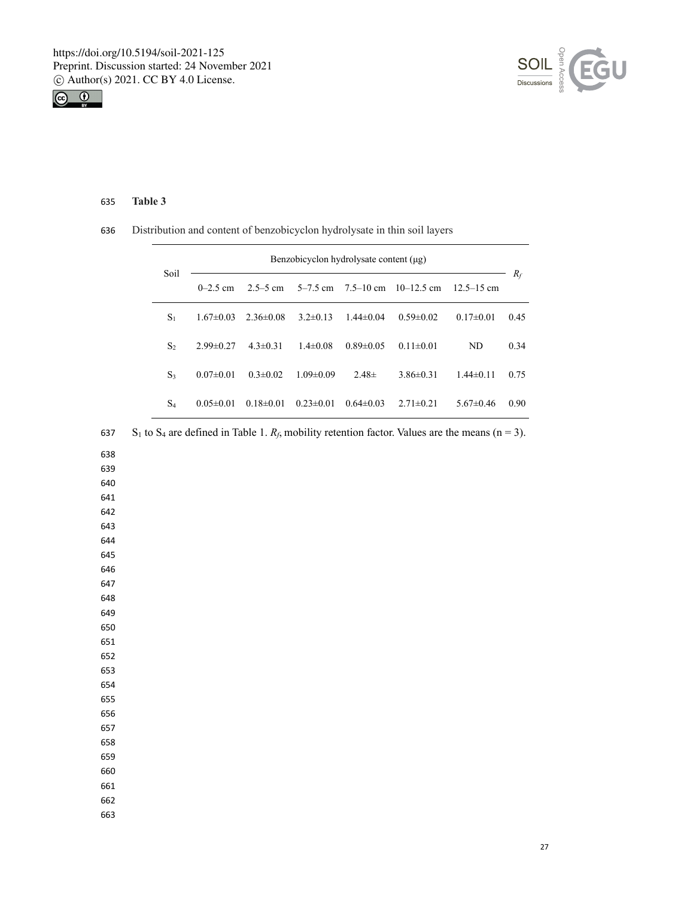**Table 3**

Distribution and content of benzobicyclon hydrolysate in thin soil layers

| Soil | Benzobicyclon hydrolysate content (μg) | | | | | | $R_f$ |
|---|---|---|---|---|---|---|---|
| | 0–2.5 cm | 2.5–5 cm | 5–7.5 cm | 7.5–10 cm | 10–12.5 cm | 12.5–15 cm | |
| $S_1$ | 1.67±0.03 | 2.36±0.08 | 3.2±0.13 | 1.44±0.04 | 0.59±0.02 | 0.17±0.01 | 0.45 |
| $S_2$ | 2.99±0.27 | 4.3±0.31 | 1.4±0.08 | 0.89±0.05 | 0.11±0.01 | ND | 0.34 |
| $S_3$ | 0.07±0.01 | 0.3±0.02 | 1.09±0.09 | 2.48± | 3.86±0.31 | 1.44±0.11 | 0.75 |
| $S_4$ | 0.05±0.01 | 0.18±0.01 | 0.23±0.01 | 0.64±0.03 | 2.71±0.21 | 5.67±0.46 | 0.90 |

$S_1$ to $S_4$ are defined in Table 1. $R_f$, mobility retention factor. Values are the means (n = 3).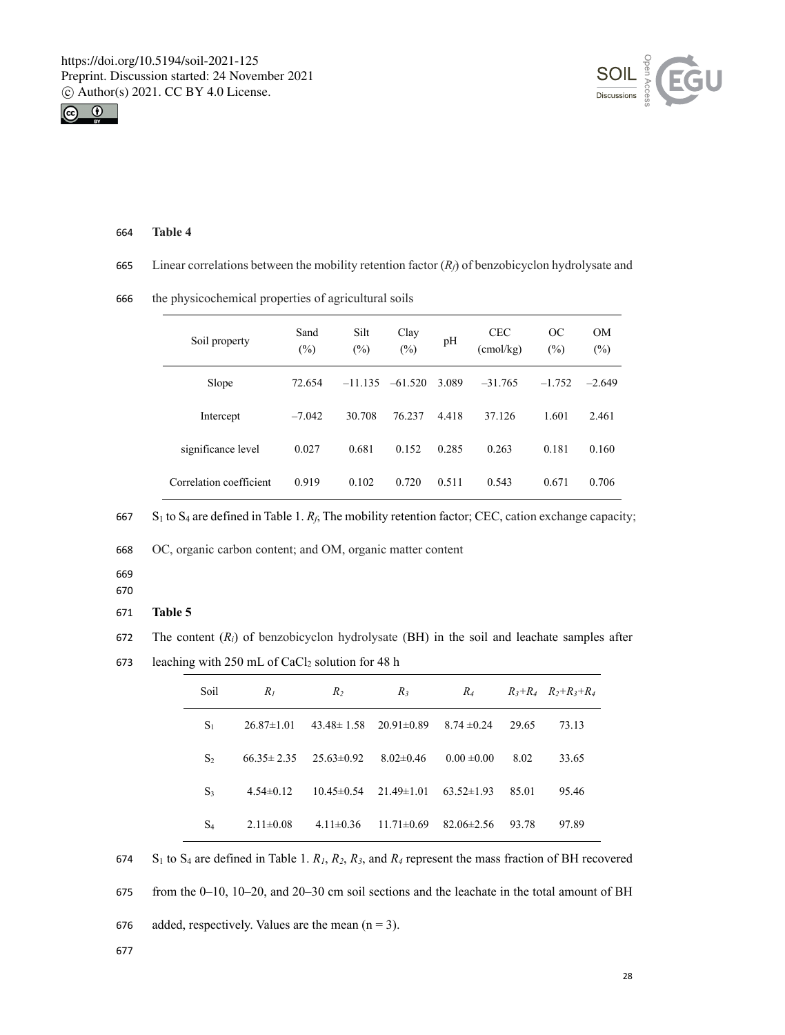**Table 4**

Linear correlations between the mobility retention factor ($R_f$) of benzobicyclon hydrolysate and the physicochemical properties of agricultural soils

| Soil property | Sand (%) | Silt (%) | Clay (%) | pH | CEC (cmol/kg) | OC (%) | OM (%) |
|---|---|---|---|---|---|---|---|
| Slope | 72.654 | –11.135 | –61.520 | 3.089 | –31.765 | –1.752 | –2.649 |
| Intercept | –7.042 | 30.708 | 76.237 | 4.418 | 37.126 | 1.601 | 2.461 |
| significance level | 0.027 | 0.681 | 0.152 | 0.285 | 0.263 | 0.181 | 0.160 |
| Correlation coefficient | 0.919 | 0.102 | 0.720 | 0.511 | 0.543 | 0.671 | 0.706 |

$S_1$ to $S_4$ are defined in Table 1. $R_f$, The mobility retention factor; CEC, cation exchange capacity; OC, organic carbon content; and OM, organic matter content

**Table 5**

The content ($R_i$) of benzobicyclon hydrolysate (BH) in the soil and leachate samples after leaching with 250 mL of $CaCl_2$ solution for 48 h

| Soil | $R_1$ | $R_2$ | $R_3$ | $R_4$ | $R_3$+$R_4$ | $R_2$+$R_3$+$R_4$ |
|---|---|---|---|---|---|---|
| $S_1$ | 26.87±1.01 | 43.48± 1.58 | 20.91±0.89 | 8.74 ±0.24 | 29.65 | 73.13 |
| $S_2$ | 66.35± 2.35 | 25.63±0.92 | 8.02±0.46 | 0.00 ±0.00 | 8.02 | 33.65 |
| $S_3$ | 4.54±0.12 | 10.45±0.54 | 21.49±1.01 | 63.52±1.93 | 85.01 | 95.46 |
| $S_4$ | 2.11±0.08 | 4.11±0.36 | 11.71±0.69 | 82.06±2.56 | 93.78 | 97.89 |

$S_1$ to $S_4$ are defined in Table 1. $R_1$, $R_2$, $R_3$, and $R_4$ represent the mass fraction of BH recovered from the 0–10, 10–20, and 20–30 cm soil sections and the leachate in the total amount of BH added, respectively. Values are the mean (n = 3).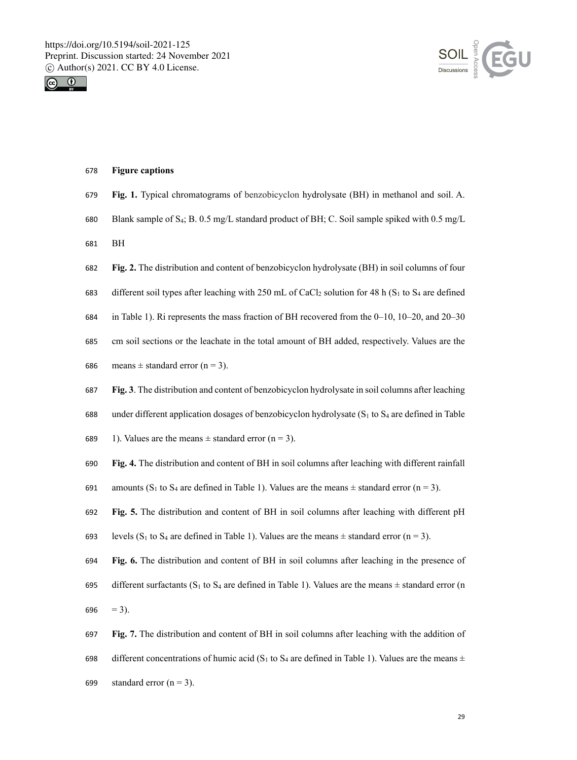## Figure captions

**Fig. 1.** Typical chromatograms of benzobicyclon hydrolysate (BH) in methanol and soil. A. Blank sample of $S_4$; B. 0.5 mg/L standard product of BH; C. Soil sample spiked with 0.5 mg/L BH

**Fig. 2.** The distribution and content of benzobicyclon hydrolysate (BH) in soil columns of four different soil types after leaching with 250 mL of $CaCl_2$ solution for 48 h ($S_1$ to $S_4$ are defined in Table 1). Ri represents the mass fraction of BH recovered from the 0–10, 10–20, and 20–30 cm soil sections or the leachate in the total amount of BH added, respectively. Values are the means ± standard error (n = 3).

**Fig. 3**. The distribution and content of benzobicyclon hydrolysate in soil columns after leaching under different application dosages of benzobicyclon hydrolysate ($S_1$ to $S_4$ are defined in Table 1). Values are the means ± standard error (n = 3).

**Fig. 4.** The distribution and content of BH in soil columns after leaching with different rainfall amounts ($S_1$ to $S_4$ are defined in Table 1). Values are the means ± standard error (n = 3).

**Fig. 5.** The distribution and content of BH in soil columns after leaching with different pH levels ($S_1$ to $S_4$ are defined in Table 1). Values are the means ± standard error (n = 3).

**Fig. 6.** The distribution and content of BH in soil columns after leaching in the presence of different surfactants ($S_1$ to $S_4$ are defined in Table 1). Values are the means ± standard error (n = 3).

**Fig. 7.** The distribution and content of BH in soil columns after leaching with the addition of different concentrations of humic acid ($S_1$ to $S_4$ are defined in Table 1). Values are the means ± standard error (n = 3).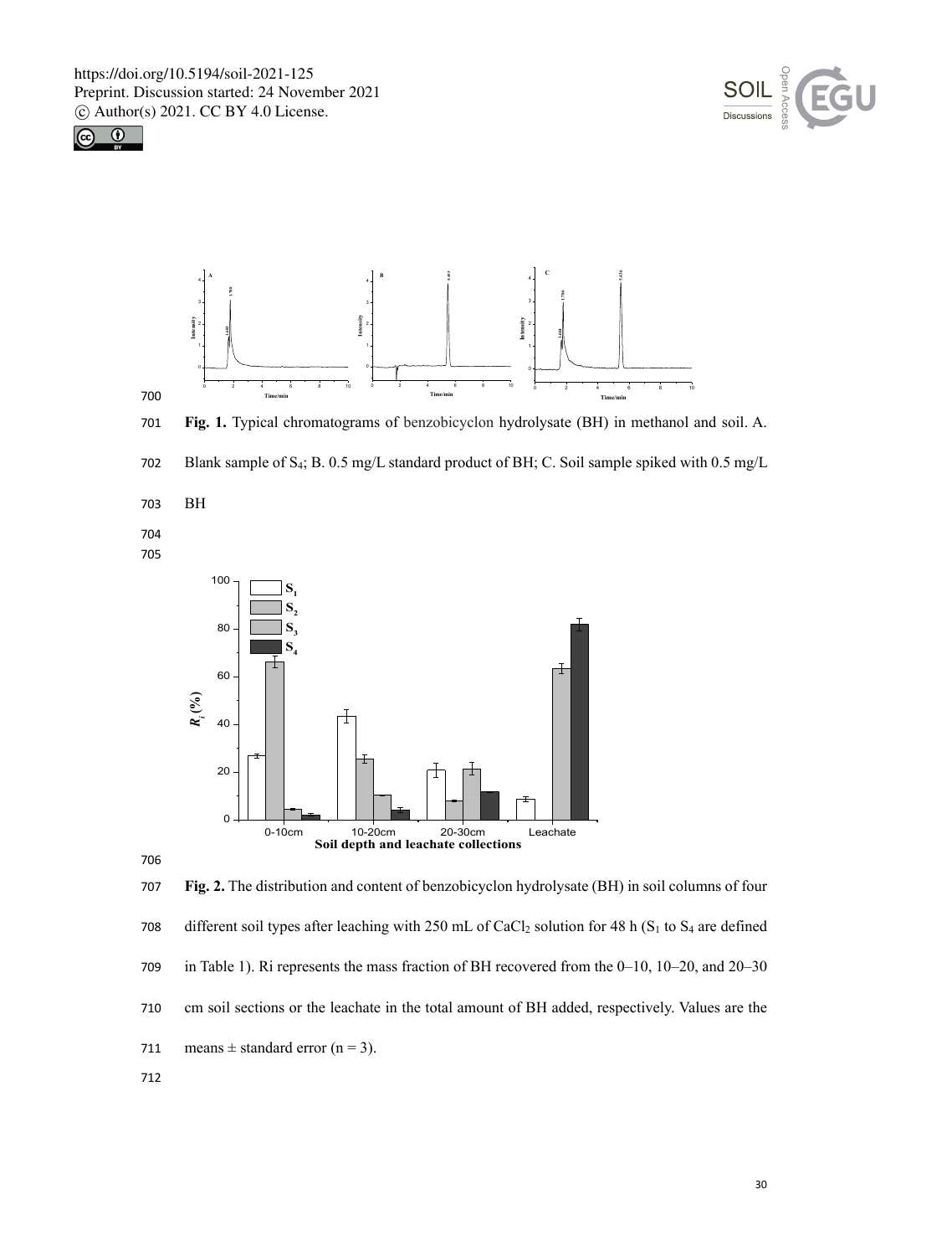**Fig. 1.** Typical chromatograms of benzobicyclon hydrolysate (BH) in methanol and soil. A. Blank sample of $S_4$; B. 0.5 mg/L standard product of BH; C. Soil sample spiked with 0.5 mg/L BH

**Fig. 2.** The distribution and content of benzobicyclon hydrolysate (BH) in soil columns of four different soil types after leaching with 250 mL of $CaCl_2$ solution for 48 h ($S_1$ to $S_4$ are defined in Table 1). Ri represents the mass fraction of BH recovered from the 0–10, 10–20, and 20–30 cm soil sections or the leachate in the total amount of BH added, respectively. Values are the means ± standard error (n = 3).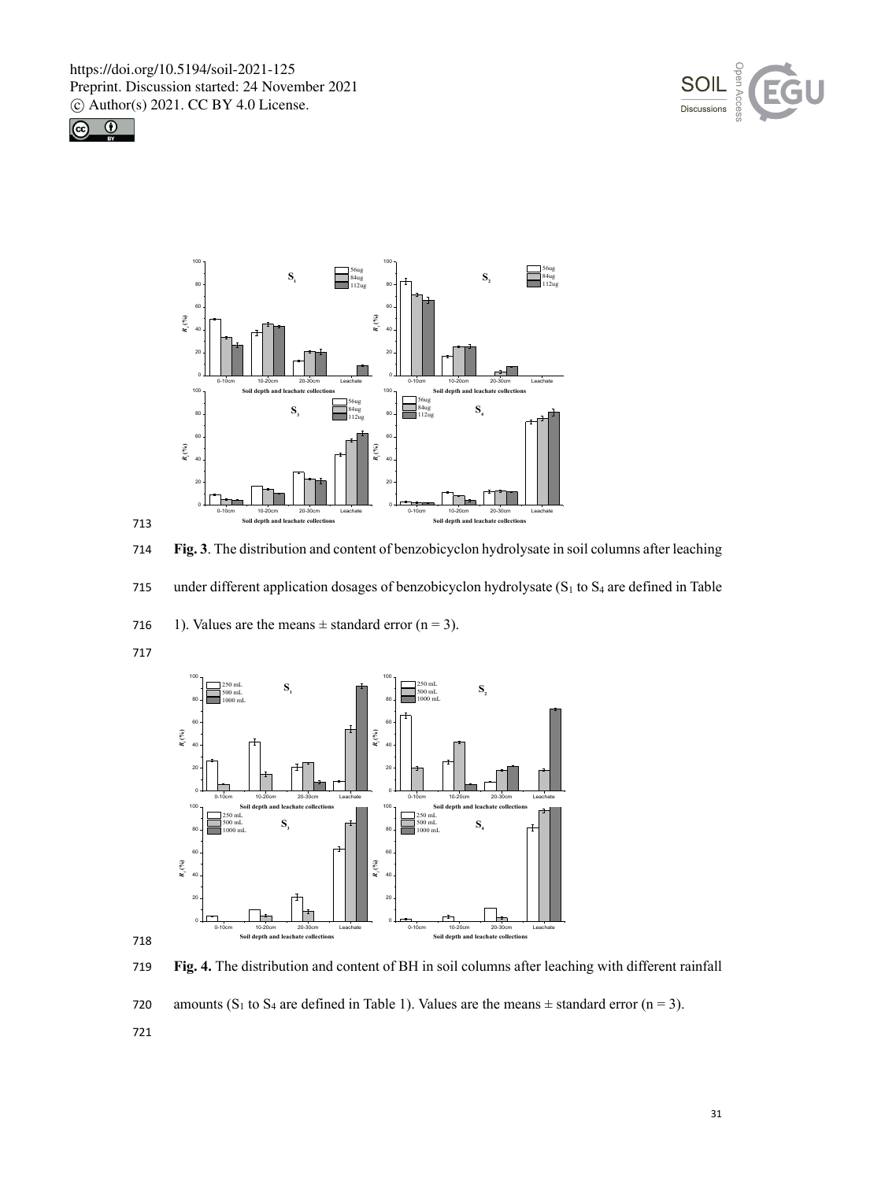**Fig. 3**. The distribution and content of benzobicyclon hydrolysate in soil columns after leaching under different application dosages of benzobicyclon hydrolysate ($S_1$ to $S_4$ are defined in Table 1). Values are the means ± standard error (n = 3).

**Fig. 4.** The distribution and content of BH in soil columns after leaching with different rainfall amounts ($S_1$ to $S_4$ are defined in Table 1). Values are the means ± standard error (n = 3).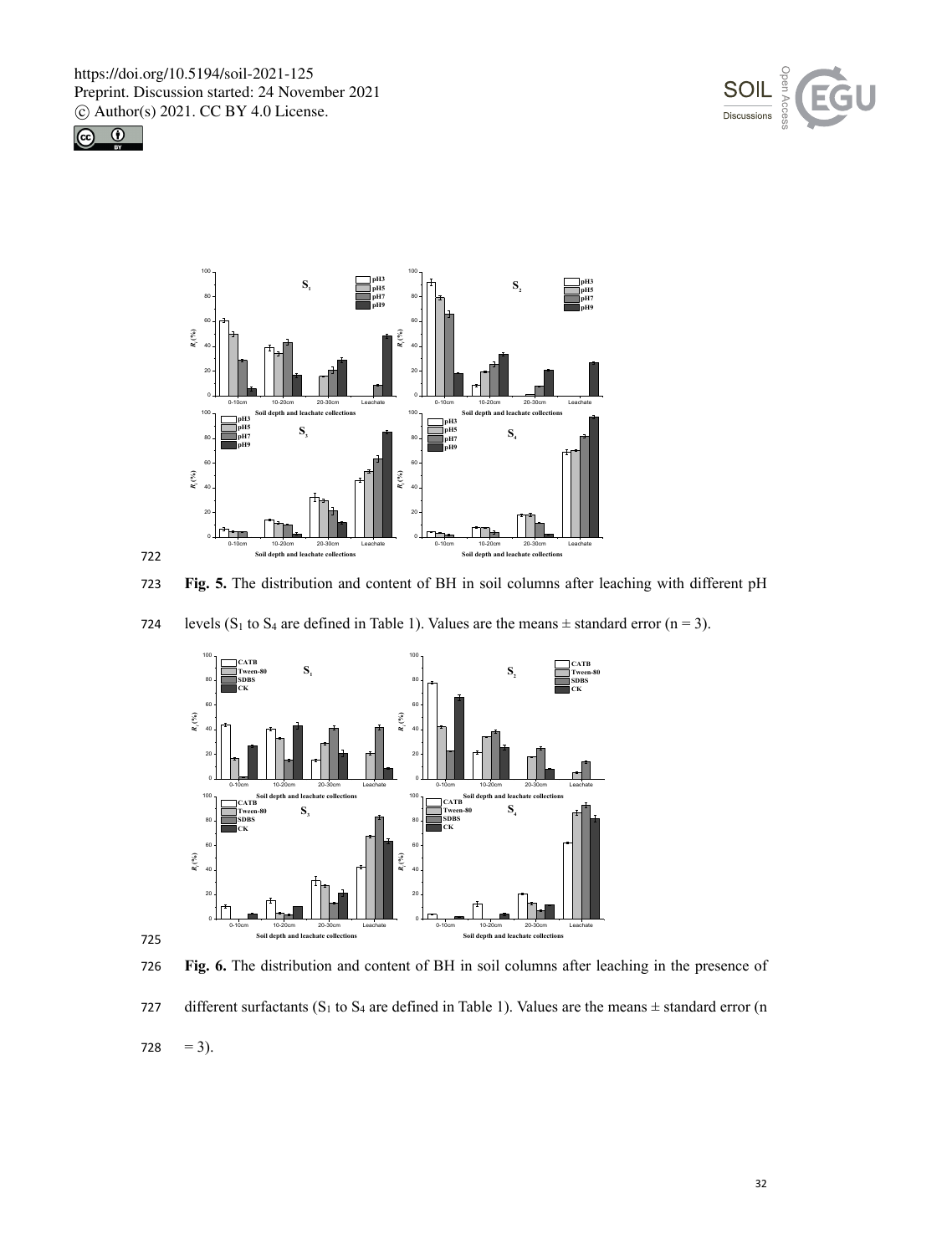**Fig. 5.** The distribution and content of BH in soil columns after leaching with different pH levels ($S_1$ to $S_4$ are defined in Table 1). Values are the means ± standard error (n = 3).

**Fig. 6.** The distribution and content of BH in soil columns after leaching in the presence of different surfactants ($S_1$ to $S_4$ are defined in Table 1). Values are the means ± standard error (n = 3).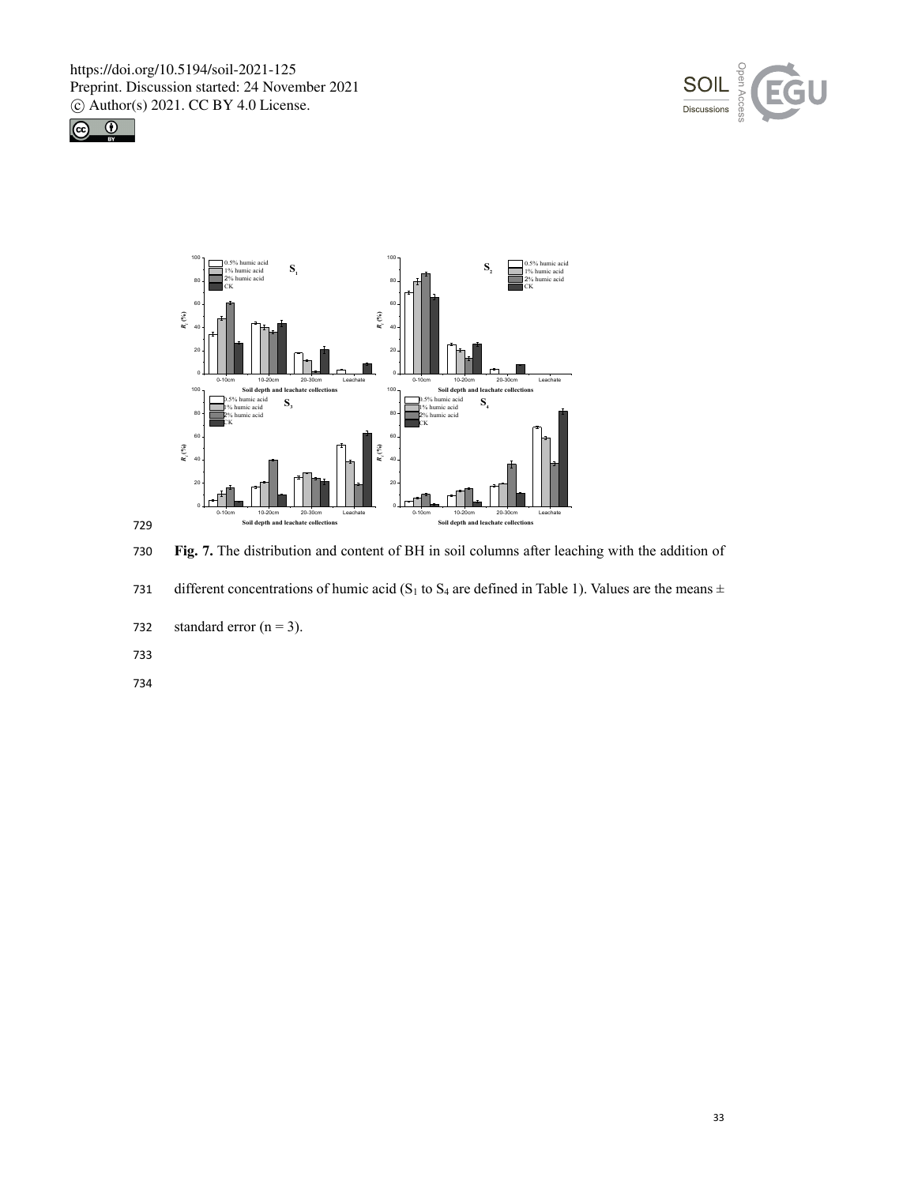0.5% humic acid
1% humic acid
2% humic acid
CK

$S_1$

$R_i$ (%)

100
80
60
40
20
0

0-10cm 10-20cm 20-30cm Leachate

Soil depth and leachate collections

$S_2$

$S_3$

$S_4$

Fig. 7. The distribution and content of BH in soil columns after leaching with the addition of different concentrations of humic acid ($S_1$ to $S_4$ are defined in Table 1). Values are the means ± standard error (n = 3).